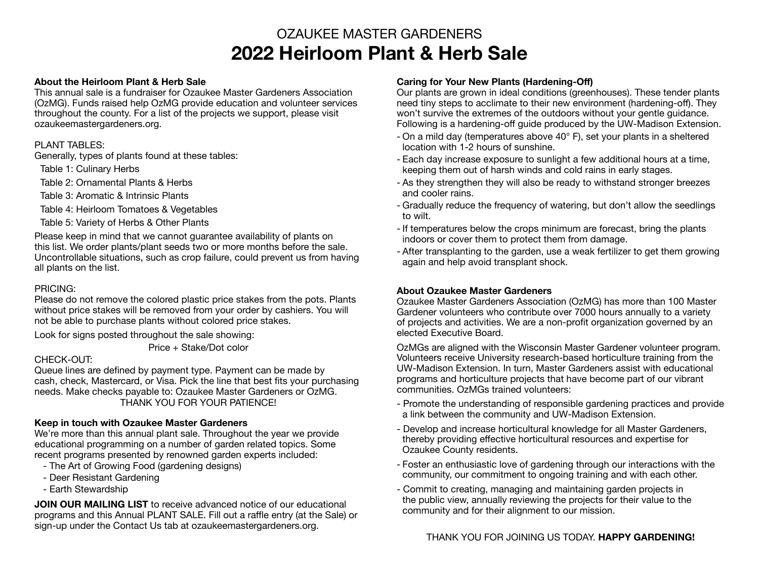# OZAUKEE MASTER GARDENERS
# 2022 Heirloom Plant & Herb Sale

**About the Heirloom Plant & Herb Sale**
This annual sale is a fundraiser for Ozaukee Master Gardeners Association (OzMG). Funds raised help OzMG provide education and volunteer services throughout the county. For a list of the projects we support, please visit ozaukeemastergardeners.org.

PLANT TABLES:
Generally, types of plants found at these tables:

Table 1: Culinary Herbs
Table 2: Ornamental Plants & Herbs
Table 3: Aromatic & Intrinsic Plants
Table 4: Heirloom Tomatoes & Vegetables
Table 5: Variety of Herbs & Other Plants

Please keep in mind that we cannot guarantee availability of plants on this list. We order plants/plant seeds two or more months before the sale. Uncontrollable situations, such as crop failure, could prevent us from having all plants on the list.

PRICING:
Please do not remove the colored plastic price stakes from the pots. Plants without price stakes will be removed from your order by cashiers. You will not be able to purchase plants without colored price stakes.

Look for signs posted throughout the sale showing:

Price + Stake/Dot color

CHECK-OUT:
Queue lines are defined by payment type. Payment can be made by cash, check, Mastercard, or Visa. Pick the line that best fits your purchasing needs. Make checks payable to: Ozaukee Master Gardeners or OzMG.

THANK YOU FOR YOUR PATIENCE!

**Keep in touch with Ozaukee Master Gardeners**
We're more than this annual plant sale. Throughout the year we provide educational programming on a number of garden related topics. Some recent programs presented by renowned garden experts included:

- The Art of Growing Food (gardening designs)
- Deer Resistant Gardening
- Earth Stewardship

**JOIN OUR MAILING LIST** to receive advanced notice of our educational programs and this Annual PLANT SALE. Fill out a raffle entry (at the Sale) or sign-up under the Contact Us tab at ozaukeemastergardeners.org.

**Caring for Your New Plants (Hardening-Off)**
Our plants are grown in ideal conditions (greenhouses). These tender plants need tiny steps to acclimate to their new environment (hardening-off). They won't survive the extremes of the outdoors without your gentle guidance. Following is a hardening-off guide produced by the UW-Madison Extension.

- On a mild day (temperatures above 40° F), set your plants in a sheltered location with 1-2 hours of sunshine.
- Each day increase exposure to sunlight a few additional hours at a time, keeping them out of harsh winds and cold rains in early stages.
- As they strengthen they will also be ready to withstand stronger breezes and cooler rains.
- Gradually reduce the frequency of watering, but don't allow the seedlings to wilt.
- If temperatures below the crops minimum are forecast, bring the plants indoors or cover them to protect them from damage.
- After transplanting to the garden, use a weak fertilizer to get them growing again and help avoid transplant shock.

**About Ozaukee Master Gardeners**
Ozaukee Master Gardeners Association (OzMG) has more than 100 Master Gardener volunteers who contribute over 7000 hours annually to a variety of projects and activities. We are a non-profit organization governed by an elected Executive Board.

OzMGs are aligned with the Wisconsin Master Gardener volunteer program. Volunteers receive University research-based horticulture training from the UW-Madison Extension. In turn, Master Gardeners assist with educational programs and horticulture projects that have become part of our vibrant communities. OzMGs trained volunteers:

- Promote the understanding of responsible gardening practices and provide a link between the community and UW-Madison Extension.
- Develop and increase horticultural knowledge for all Master Gardeners, thereby providing effective horticultural resources and expertise for Ozaukee County residents.
- Foster an enthusiastic love of gardening through our interactions with the community, our commitment to ongoing training and with each other.
- Commit to creating, managing and maintaining garden projects in the public view, annually reviewing the projects for their value to the community and for their alignment to our mission.

THANK YOU FOR JOINING US TODAY. **HAPPY GARDENING!**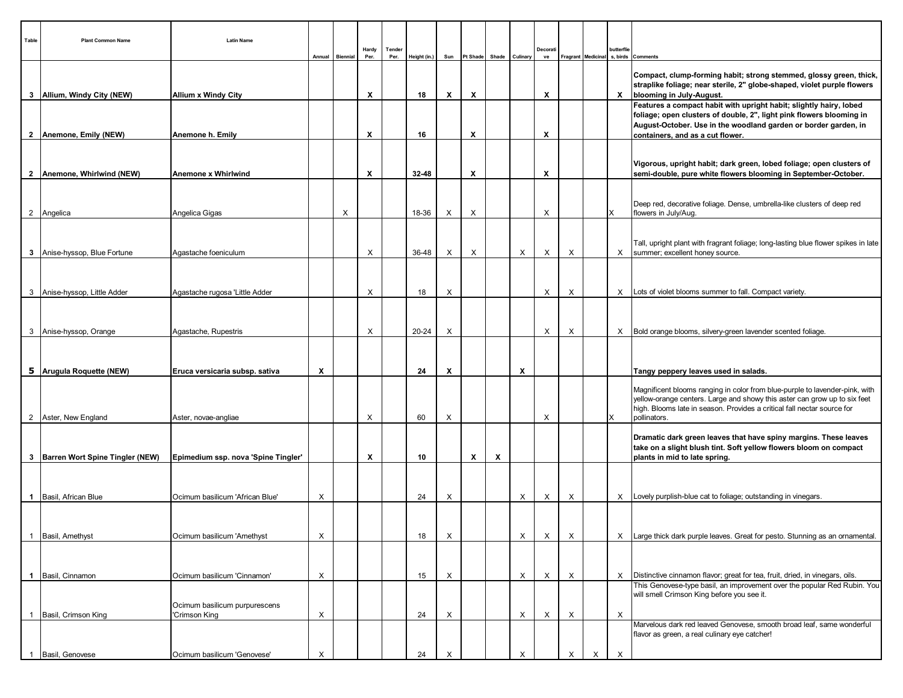| Table | Plant Common Name | Latin Name | Annual | Biennial | Hardy Per. | Tender Per. | Height (in.) | Sun | Pt Shade | Shade | Culinary | Decorative | Fragrant | Medicinal | butterflies, birds | Comments |
|---|---|---|---|---|---|---|---|---|---|---|---|---|---|---|---|---|
| **3** | **Allium, Windy City (NEW)** | **Allium x Windy City** | | | **X** | | **18** | **X** | **X** | | | **X** | | | **X** | **Compact, clump-forming habit; strong stemmed, glossy green, thick, straplike foliage; near sterile, 2" globe-shaped, violet purple flowers blooming in July-August.** |
| **2** | **Anemone, Emily (NEW)** | **Anemone h. Emily** | | | **X** | | **16** | | **X** | | | **X** | | | | **Features a compact habit with upright habit; slightly hairy, lobed foliage; open clusters of double, 2", light pink flowers blooming in August-October. Use in the woodland garden or border garden, in containers, and as a cut flower.** |
| **2** | **Anemone, Whirlwind (NEW)** | **Anemone x Whirlwind** | | | **X** | | **32-48** | | **X** | | | **X** | | | | **Vigorous, upright habit; dark green, lobed foliage; open clusters of semi-double, pure white flowers blooming in September-October.** |
| 2 | Angelica | Angelica Gigas | | X | | | 18-36 | X | X | | | X | | | X | Deep red, decorative foliage. Dense, umbrella-like clusters of deep red flowers in July/Aug. |
| **3** | Anise-hyssop, Blue Fortune | Agastache foeniculum | | | X | | 36-48 | X | X | | X | X | X | | X | Tall, upright plant with fragrant foliage; long-lasting blue flower spikes in late summer; excellent honey source. |
| 3 | Anise-hyssop, Little Adder | Agastache rugosa 'Little Adder | | | X | | 18 | X | | | | X | X | | X | Lots of violet blooms summer to fall. Compact variety. |
| 3 | Anise-hyssop, Orange | Agastache, Rupestris | | | X | | 20-24 | X | | | | X | X | | X | Bold orange blooms, silvery-green lavender scented foliage. |
| **5** | **Arugula Roquette (NEW)** | **Eruca versicaria subsp. sativa** | **X** | | | | **24** | **X** | | | **X** | | | | | **Tangy peppery leaves used in salads.** |
| 2 | Aster, New England | Aster, novae-angliae | | | X | | 60 | X | | | | X | | | X | Magnificent blooms ranging in color from blue-purple to lavender-pink, with yellow-orange centers. Large and showy this aster can grow up to six feet high. Blooms late in season. Provides a critical fall nectar source for pollinators. |
| **3** | **Barren Wort Spine Tingler (NEW)** | **Epimedium ssp. nova 'Spine Tingler'** | | | **X** | | **10** | | **X** | **X** | | | | | | **Dramatic dark green leaves that have spiny margins. These leaves take on a slight blush tint. Soft yellow flowers bloom on compact plants in mid to late spring.** |
| **1** | Basil, African Blue | Ocimum basilicum 'African Blue' | X | | | | 24 | X | | | X | X | X | | X | Lovely purplish-blue cat to foliage; outstanding in vinegars. |
| 1 | Basil, Amethyst | Ocimum basilicum 'Amethyst | X | | | | 18 | X | | | X | X | X | | X | Large thick dark purple leaves. Great for pesto. Stunning as an ornamental. |
| **1** | Basil, Cinnamon | Ocimum basilicum 'Cinnamon' | X | | | | 15 | X | | | X | X | X | | X | Distinctive cinnamon flavor; great for tea, fruit, dried, in vinegars, oils. |
| 1 | Basil, Crimson King | Ocimum basilicum purpurescens 'Crimson King | X | | | | 24 | X | | | X | X | X | | X | This Genovese-type basil, an improvement over the popular Red Rubin. You will smell Crimson King before you see it. |
| 1 | Basil, Genovese | Ocimum basilicum 'Genovese' | X | | | | 24 | X | | | X | | X | X | X | Marvelous dark red leaved Genovese, smooth broad leaf, same wonderful flavor as green, a real culinary eye catcher! |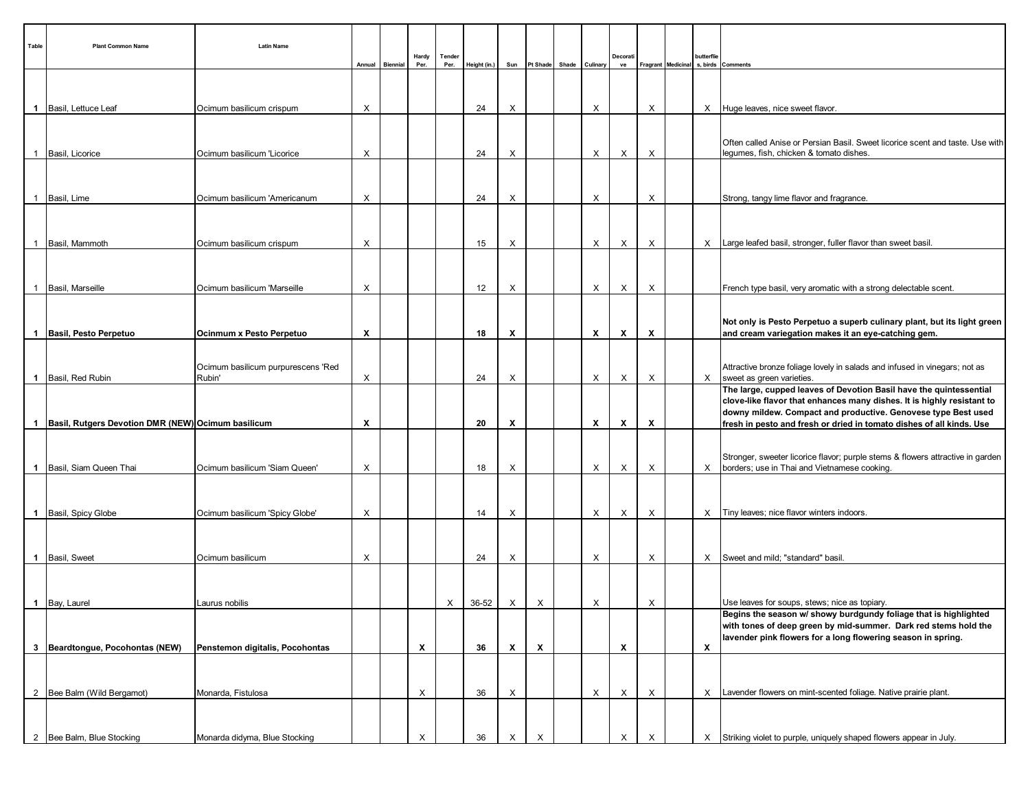| Table | Plant Common Name | Latin Name | Annual | Biennial | Hardy Per. | Tender Per. | Height (in.) | Sun | Pt Shade | Shade | Culinary | Decorative | Fragrant | Medicinal | butterflies, birds | Comments |
|---|---|---|---|---|---|---|---|---|---|---|---|---|---|---|---|---|
| **1** | Basil, Lettuce Leaf | Ocimum basilicum crispum | X | | | | 24 | X | | | X | | X | | X | Huge leaves, nice sweet flavor. |
| 1 | Basil, Licorice | Ocimum basilicum 'Licorice | X | | | | 24 | X | | | X | X | X | | | Often called Anise or Persian Basil. Sweet licorice scent and taste. Use with legumes, fish, chicken & tomato dishes. |
| 1 | Basil, Lime | Ocimum basilicum 'Americanum | X | | | | 24 | X | | | X | | X | | | Strong, tangy lime flavor and fragrance. |
| 1 | Basil, Mammoth | Ocimum basilicum crispum | X | | | | 15 | X | | | X | X | X | | X | Large leafed basil, stronger, fuller flavor than sweet basil. |
| 1 | Basil, Marseille | Ocimum basilicum 'Marseille | X | | | | 12 | X | | | X | X | X | | | French type basil, very aromatic with a strong delectable scent. |
| **1** | **Basil, Pesto Perpetuo** | **Ocinmum x Pesto Perpetuo** | **X** | | | | **18** | **X** | | | **X** | **X** | **X** | | | **Not only is Pesto Perpetuo a superb culinary plant, but its light green and cream variegation makes it an eye-catching gem.** |
| **1** | Basil, Red Rubin | Ocimum basilicum purpurescens 'Red Rubin' | X | | | | 24 | X | | | X | X | X | | X | Attractive bronze foliage lovely in salads and infused in vinegars; not as sweet as green varieties. |
| **1** | **Basil, Rutgers Devotion DMR (NEW)** | **Ocimum basilicum** | **X** | | | | **20** | **X** | | | **X** | **X** | **X** | | | **The large, cupped leaves of Devotion Basil have the quintessential clove-like flavor that enhances many dishes. It is highly resistant to downy mildew. Compact and productive. Genovese type Best used fresh in pesto and fresh or dried in tomato dishes of all kinds. Use** |
| **1** | Basil, Siam Queen Thai | Ocimum basilicum 'Siam Queen' | X | | | | 18 | X | | | X | X | X | | X | Stronger, sweeter licorice flavor; purple stems & flowers attractive in garden borders; use in Thai and Vietnamese cooking. |
| **1** | Basil, Spicy Globe | Ocimum basilicum 'Spicy Globe' | X | | | | 14 | X | | | X | X | X | | X | Tiny leaves; nice flavor winters indoors. |
| **1** | Basil, Sweet | Ocimum basilicum | X | | | | 24 | X | | | X | | X | | X | Sweet and mild; "standard" basil. |
| **1** | Bay, Laurel | Laurus nobilis | | | | X | 36-52 | X | X | | X | | X | | | Use leaves for soups, stews; nice as topiary. |
| **3** | **Beardtongue, Pocohontas (NEW)** | **Penstemon digitalis, Pocohontas** | | | **X** | | **36** | **X** | **X** | | | **X** | | | **X** | **Begins the season w/ showy burdgundy foliage that is highlighted with tones of deep green by mid-summer. Dark red stems hold the lavender pink flowers for a long flowering season in spring.** |
| 2 | Bee Balm (Wild Bergamot) | Monarda, Fistulosa | | | X | | 36 | X | | | X | X | X | | X | Lavender flowers on mint-scented foliage. Native prairie plant. |
| 2 | Bee Balm, Blue Stocking | Monarda didyma, Blue Stocking | | | X | | 36 | X | X | | | X | X | | X | Striking violet to purple, uniquely shaped flowers appear in July. |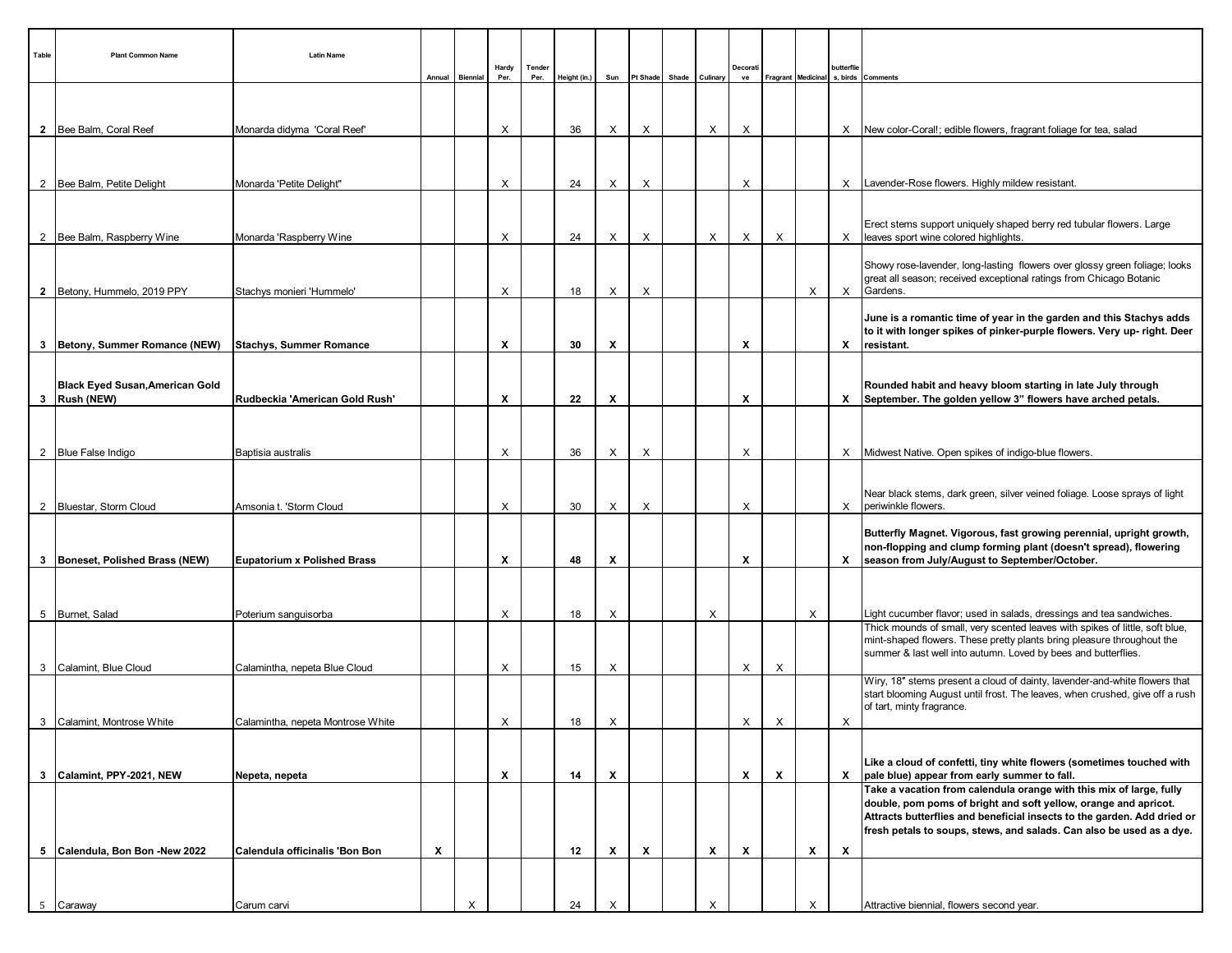| Table | Plant Common Name | Latin Name | Annual | Biennial | Hardy Per. | Tender Per. | Height (in.) | Sun | Pt Shade | Shade | Culinary | Decorative | Fragrant | Medicinal | butterflies, birds | Comments |
|---|---|---|---|---|---|---|---|---|---|---|---|---|---|---|---|---|
| **2** | Bee Balm, Coral Reef | Monarda didyma 'Coral Reef' | | | X | | 36 | X | X | | X | X | | | X | New color-Coral!; edible flowers, fragrant foliage for tea, salad |
| 2 | Bee Balm, Petite Delight | Monarda 'Petite Delight" | | | X | | 24 | X | X | | | X | | | X | Lavender-Rose flowers. Highly mildew resistant. |
| 2 | Bee Balm, Raspberry Wine | Monarda 'Raspberry Wine | | | X | | 24 | X | X | | X | X | X | | X | Erect stems support uniquely shaped berry red tubular flowers. Large leaves sport wine colored highlights. |
| **2** | Betony, Hummelo, 2019 PPY | Stachys monieri 'Hummelo' | | | X | | 18 | X | X | | | | | X | X | Showy rose-lavender, long-lasting flowers over glossy green foliage; looks great all season; received exceptional ratings from Chicago Botanic Gardens. |
| **3** | **Betony, Summer Romance (NEW)** | **Stachys, Summer Romance** | | | **X** | | **30** | **X** | | | | **X** | | | **X** | **June is a romantic time of year in the garden and this Stachys adds to it with longer spikes of pinker-purple flowers. Very up- right. Deer resistant.** |
| **3** | **Black Eyed Susan,American Gold Rush (NEW)** | **Rudbeckia 'American Gold Rush'** | | | **X** | | **22** | **X** | | | | **X** | | | **X** | **Rounded habit and heavy bloom starting in late July through September. The golden yellow 3" flowers have arched petals.** |
| 2 | Blue False Indigo | Baptisia australis | | | X | | 36 | X | X | | | X | | | X | Midwest Native. Open spikes of indigo-blue flowers. |
| 2 | Bluestar, Storm Cloud | Amsonia t. 'Storm Cloud | | | X | | 30 | X | X | | | X | | | X | Near black stems, dark green, silver veined foliage. Loose sprays of light periwinkle flowers. |
| **3** | **Boneset, Polished Brass (NEW)** | **Eupatorium x Polished Brass** | | | **X** | | **48** | **X** | | | | **X** | | | **X** | **Butterfly Magnet. Vigorous, fast growing perennial, upright growth, non-flopping and clump forming plant (doesn't spread), flowering season from July/August to September/October.** |
| 5 | Burnet, Salad | Poterium sanguisorba | | | X | | 18 | X | | | X | | | X | | Light cucumber flavor; used in salads, dressings and tea sandwiches. |
| 3 | Calamint, Blue Cloud | Calamintha, nepeta Blue Cloud | | | X | | 15 | X | | | | X | X | | | Thick mounds of small, very scented leaves with spikes of little, soft blue, mint-shaped flowers. These pretty plants bring pleasure throughout the summer & last well into autumn. Loved by bees and butterflies. |
| 3 | Calamint, Montrose White | Calamintha, nepeta Montrose White | | | X | | 18 | X | | | | X | X | | X | Wiry, 18" stems present a cloud of dainty, lavender-and-white flowers that start blooming August until frost. The leaves, when crushed, give off a rush of tart, minty fragrance. |
| **3** | **Calamint, PPY-2021, NEW** | **Nepeta, nepeta** | | | **X** | | **14** | **X** | | | | **X** | **X** | | **X** | **Like a cloud of confetti, tiny white flowers (sometimes touched with pale blue) appear from early summer to fall.** |
| **5** | **Calendula, Bon Bon -New 2022** | **Calendula officinalis 'Bon Bon** | **X** | | | | **12** | **X** | **X** | | **X** | **X** | | **X** | **X** | **Take a vacation from calendula orange with this mix of large, fully double, pom poms of bright and soft yellow, orange and apricot. Attracts butterflies and beneficial insects to the garden. Add dried or fresh petals to soups, stews, and salads. Can also be used as a dye.** |
| 5 | Caraway | Carum carvi | | X | | | 24 | X | | | X | | | X | | Attractive biennial, flowers second year. |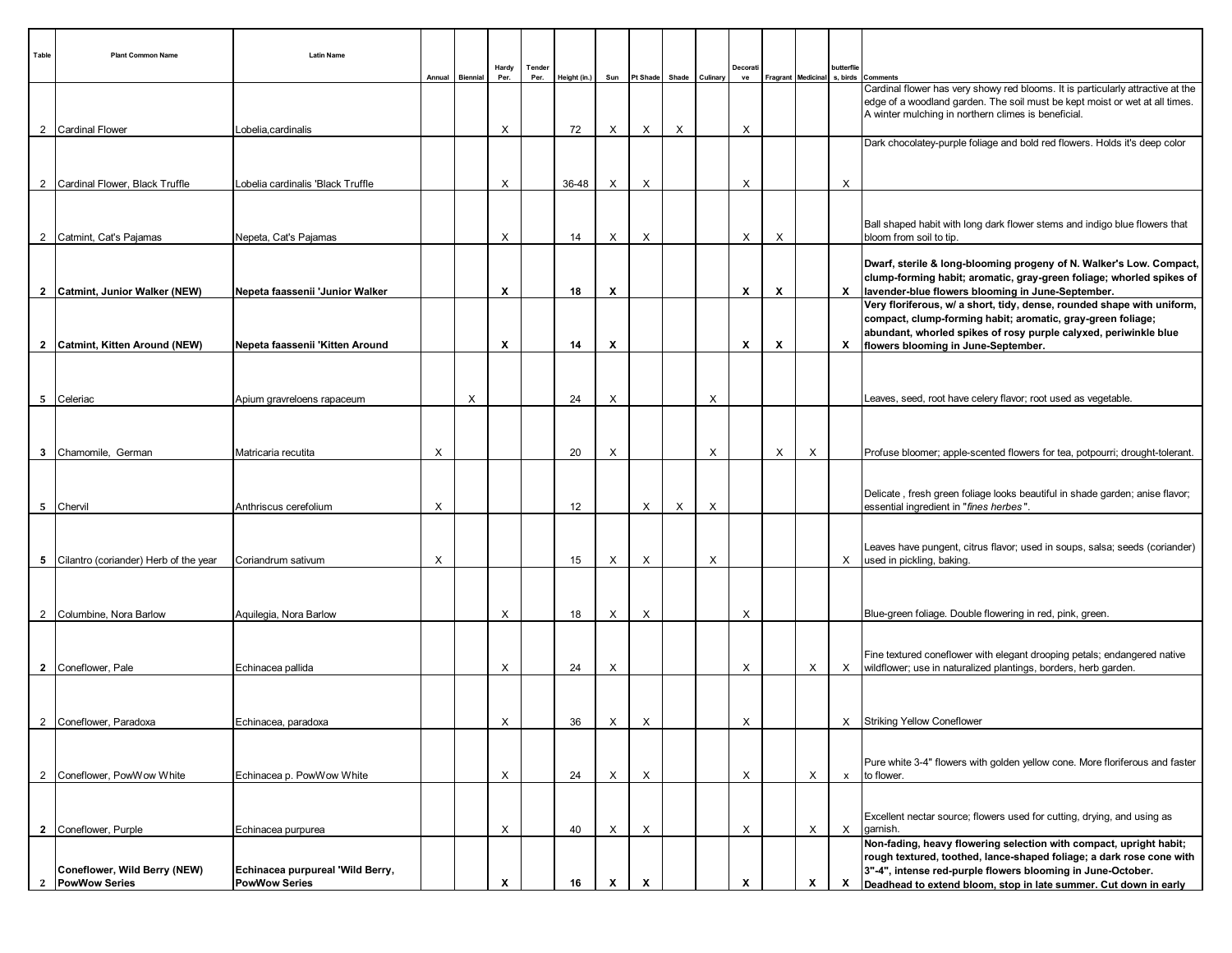| Table | Plant Common Name | Latin Name | Annual | Biennial | Hardy Per. | Tender Per. | Height (in.) | Sun | Pt Shade | Shade | Culinary | Decorative | Fragrant | Medicinal | butterflies, birds | Comments |
|---|---|---|---|---|---|---|---|---|---|---|---|---|---|---|---|---|
| 2 | Cardinal Flower | Lobelia,cardinalis | | | X | | 72 | X | X | X | | X | | | | Cardinal flower has very showy red blooms. It is particularly attractive at the edge of a woodland garden. The soil must be kept moist or wet at all times. A winter mulching in northern climes is beneficial. |
| 2 | Cardinal Flower, Black Truffle | Lobelia cardinalis 'Black Truffle | | | X | | 36-48 | X | X | | | X | | | X | Dark chocolatey-purple foliage and bold red flowers. Holds it's deep color |
| 2 | Catmint, Cat's Pajamas | Nepeta, Cat's Pajamas | | | X | | 14 | X | X | | | X | X | | | Ball shaped habit with long dark flower stems and indigo blue flowers that bloom from soil to tip. |
| **2** | **Catmint, Junior Walker (NEW)** | **Nepeta faassenii 'Junior Walker** | | | **X** | | **18** | **X** | | | | **X** | **X** | | **X** | **Dwarf, sterile & long-blooming progeny of N. Walker's Low. Compact, clump-forming habit; aromatic, gray-green foliage; whorled spikes of lavender-blue flowers blooming in June-September.** |
| **2** | **Catmint, Kitten Around (NEW)** | **Nepeta faassenii 'Kitten Around** | | | **X** | | **14** | **X** | | | | **X** | **X** | | **X** | **Very floriferous, w/ a short, tidy, dense, rounded shape with uniform, compact, clump-forming habit; aromatic, gray-green foliage; abundant, whorled spikes of rosy purple calyxed, periwinkle blue flowers blooming in June-September.** |
| 5 | Celeriac | Apium gravreloens rapaceum | | X | | | 24 | X | | | X | | | | | Leaves, seed, root have celery flavor; root used as vegetable. |
| 3 | Chamomile, German | Matricaria recutita | X | | | | 20 | X | | | X | | X | X | | Profuse bloomer; apple-scented flowers for tea, potpourri; drought-tolerant. |
| 5 | Chervil | Anthriscus cerefolium | X | | | | 12 | | X | X | X | | | | | Delicate , fresh green foliage looks beautiful in shade garden; anise flavor; essential ingredient in "*fines herbes*". |
| 5 | Cilantro (coriander) Herb of the year | Coriandrum sativum | X | | | | 15 | X | X | | X | | | | X | Leaves have pungent, citrus flavor; used in soups, salsa; seeds (coriander) used in pickling, baking. |
| 2 | Columbine, Nora Barlow | Aquilegia, Nora Barlow | | | X | | 18 | X | X | | | X | | | | Blue-green foliage. Double flowering in red, pink, green. |
| **2** | Coneflower, Pale | Echinacea pallida | | | X | | 24 | X | | | | X | | X | X | Fine textured coneflower with elegant drooping petals; endangered native wildflower; use in naturalized plantings, borders, herb garden. |
| 2 | Coneflower, Paradoxa | Echinacea, paradoxa | | | X | | 36 | X | X | | | X | | | X | Striking Yellow Coneflower |
| 2 | Coneflower, PowWow White | Echinacea p. PowWow White | | | X | | 24 | X | X | | | X | | X | x | Pure white 3-4" flowers with golden yellow cone. More floriferous and faster to flower. |
| **2** | Coneflower, Purple | Echinacea purpurea | | | X | | 40 | X | X | | | X | | X | X | Excellent nectar source; flowers used for cutting, drying, and using as garnish. |
| **2** | **Coneflower, Wild Berry (NEW) PowWow Series** | **Echinacea purpureal 'Wild Berry, PowWow Series** | | | **X** | | **16** | **X** | **X** | | | **X** | | **X** | **X** | **Non-fading, heavy flowering selection with compact, upright habit; rough textured, toothed, lance-shaped foliage; a dark rose cone with 3"-4", intense red-purple flowers blooming in June-October. Deadhead to extend bloom, stop in late summer. Cut down in early** |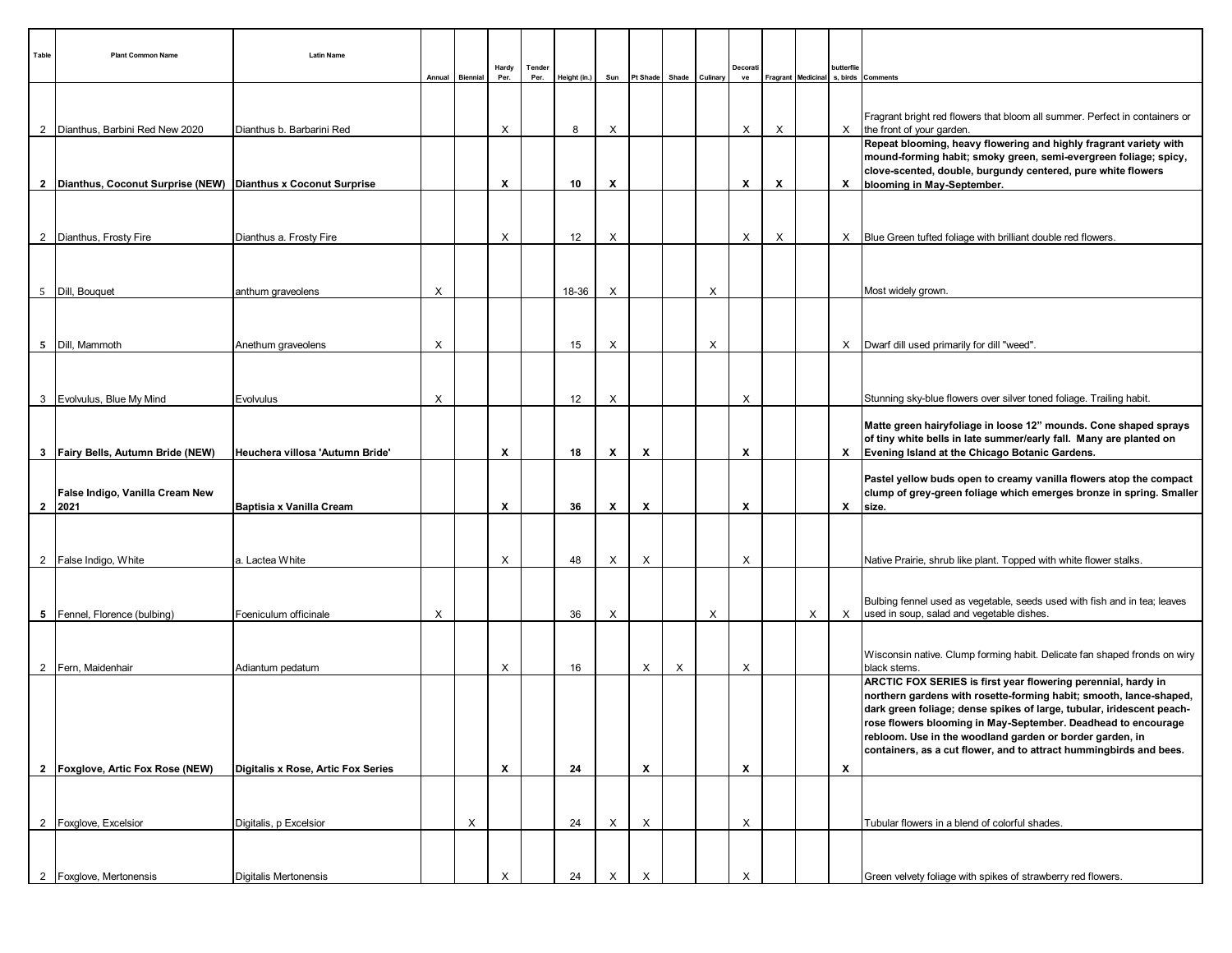| Table | Plant Common Name | Latin Name | Annual | Biennial | Hardy Per. | Tender Per. | Height (in.) | Sun | Pt Shade | Shade | Culinary | Decorative | Fragrant | Medicinal | butterflies, birds | Comments |
|---|---|---|---|---|---|---|---|---|---|---|---|---|---|---|---|---|
| 2 | Dianthus, Barbini Red New 2020 | Dianthus b. Barbarini Red | | | X | | 8 | X | | | | X | X | | X | Fragrant bright red flowers that bloom all summer. Perfect in containers or the front of your garden. |
| **2** | **Dianthus, Coconut Surprise (NEW)** | **Dianthus x Coconut Surprise** | | | **X** | | **10** | **X** | | | | **X** | **X** | | **X** | **Repeat blooming, heavy flowering and highly fragrant variety with mound-forming habit; smoky green, semi-evergreen foliage; spicy, clove-scented, double, burgundy centered, pure white flowers blooming in May-September.** |
| 2 | Dianthus, Frosty Fire | Dianthus a. Frosty Fire | | | X | | 12 | X | | | | X | X | | X | Blue Green tufted foliage with brilliant double red flowers. |
| 5 | Dill, Bouquet | anthum graveolens | X | | | | 18-36 | X | | | X | | | | | Most widely grown. |
| 5 | Dill, Mammoth | Anethum graveolens | X | | | | 15 | X | | | X | | | | X | Dwarf dill used primarily for dill "weed". |
| 3 | Evolvulus, Blue My Mind | Evolvulus | X | | | | 12 | X | | | | X | | | | Stunning sky-blue flowers over silver toned foliage. Trailing habit. |
| **3** | **Fairy Bells, Autumn Bride (NEW)** | **Heuchera villosa 'Autumn Bride'** | | | **X** | | **18** | **X** | **X** | | | **X** | | | **X** | **Matte green hairyfoliage in loose 12" mounds. Cone shaped sprays of tiny white bells in late summer/early fall. Many are planted on Evening Island at the Chicago Botanic Gardens.** |
| **2** | **False Indigo, Vanilla Cream New 2021** | **Baptisia x Vanilla Cream** | | | **X** | | **36** | **X** | **X** | | | **X** | | | **X** | **Pastel yellow buds open to creamy vanilla flowers atop the compact clump of grey-green foliage which emerges bronze in spring. Smaller size.** |
| 2 | False Indigo, White | a. Lactea White | | | X | | 48 | X | X | | | X | | | | Native Prairie, shrub like plant. Topped with white flower stalks. |
| 5 | Fennel, Florence (bulbing) | Foeniculum officinale | X | | | | 36 | X | | | X | | | X | X | Bulbing fennel used as vegetable, seeds used with fish and in tea; leaves used in soup, salad and vegetable dishes. |
| 2 | Fern, Maidenhair | Adiantum pedatum | | | X | | 16 | | X | X | | X | | | | Wisconsin native. Clump forming habit. Delicate fan shaped fronds on wiry black stems. |
| **2** | **Foxglove, Artic Fox Rose (NEW)** | **Digitalis x Rose, Artic Fox Series** | | | **X** | | **24** | | **X** | | | **X** | | | **X** | **ARCTIC FOX SERIES is first year flowering perennial, hardy in northern gardens with rosette-forming habit; smooth, lance-shaped, dark green foliage; dense spikes of large, tubular, iridescent peach-rose flowers blooming in May-September. Deadhead to encourage rebloom. Use in the woodland garden or border garden, in containers, as a cut flower, and to attract hummingbirds and bees.** |
| 2 | Foxglove, Excelsior | Digitalis, p Excelsior | | X | | | 24 | X | X | | | X | | | | Tubular flowers in a blend of colorful shades. |
| 2 | Foxglove, Mertonensis | Digitalis Mertonensis | | | X | | 24 | X | X | | | X | | | | Green velvety foliage with spikes of strawberry red flowers. |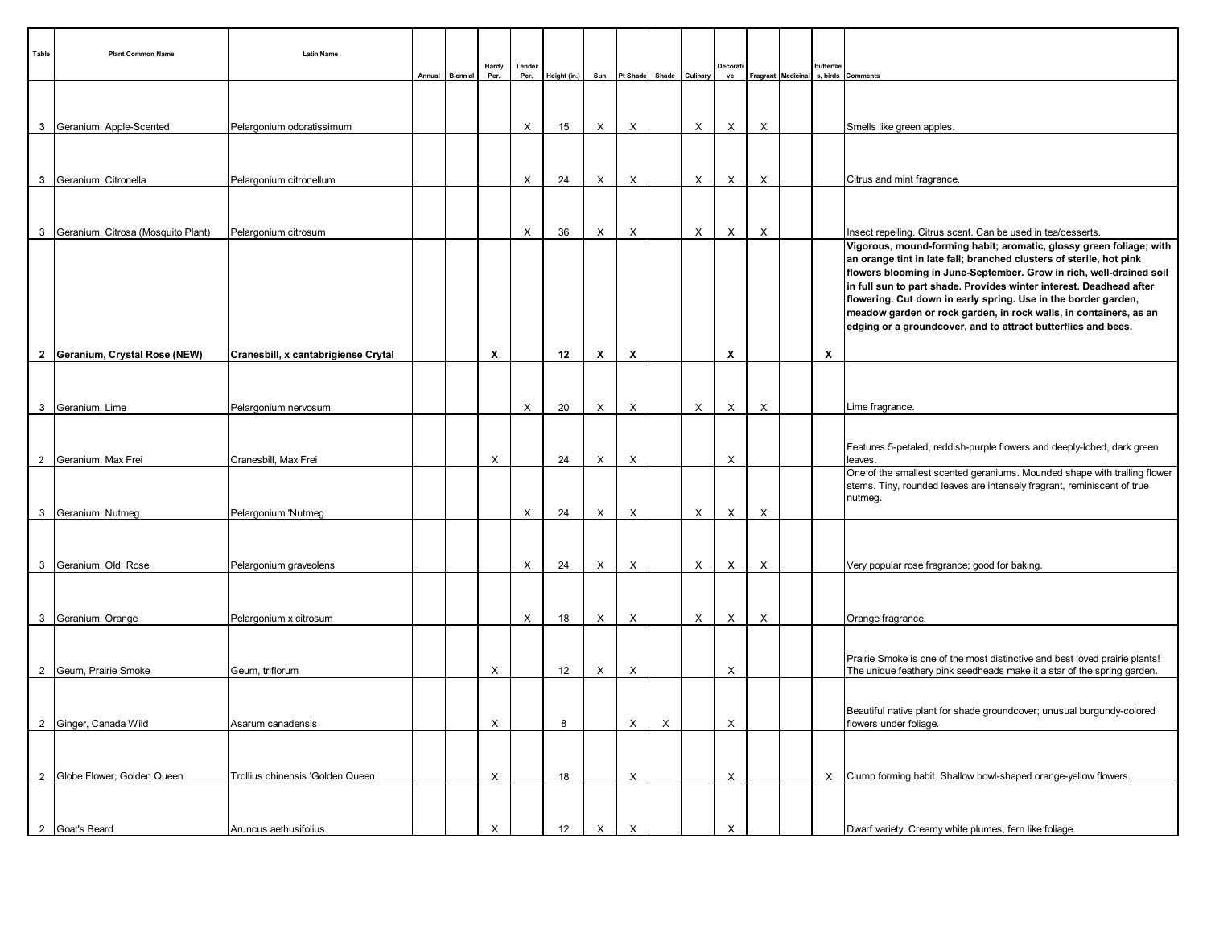| Table | Plant Common Name | Latin Name | Annual | Biennial | Hardy Per. | Tender Per. | Height (in.) | Sun | Pt Shade | Shade | Culinary | Decorative | Fragrant | Medicinal | butterflies, birds | Comments |
|---|---|---|---|---|---|---|---|---|---|---|---|---|---|---|---|---|
| **3** | Geranium, Apple-Scented | Pelargonium odoratissimum | | | | X | 15 | X | X | | X | X | X | | | Smells like green apples. |
| **3** | Geranium, Citronella | Pelargonium citronellum | | | | X | 24 | X | X | | X | X | X | | | Citrus and mint fragrance. |
| 3 | Geranium, Citrosa (Mosquito Plant) | Pelargonium citrosum | | | | X | 36 | X | X | | X | X | X | | | Insect repelling. Citrus scent. Can be used in tea/desserts. |
| **2** | **Geranium, Crystal Rose (NEW)** | **Cranesbill, x cantabrigiense Crytal** | | | **X** | | **12** | **X** | **X** | | | **X** | | | **X** | **Vigorous, mound-forming habit; aromatic, glossy green foliage; with an orange tint in late fall; branched clusters of sterile, hot pink flowers blooming in June-September. Grow in rich, well-drained soil in full sun to part shade. Provides winter interest. Deadhead after flowering. Cut down in early spring. Use in the border garden, meadow garden or rock garden, in rock walls, in containers, as an edging or a groundcover, and to attract butterflies and bees.** |
| **3** | Geranium, Lime | Pelargonium nervosum | | | | X | 20 | X | X | | X | X | X | | | Lime fragrance. |
| 2 | Geranium, Max Frei | Cranesbill, Max Frei | | | X | | 24 | X | X | | | X | | | | Features 5-petaled, reddish-purple flowers and deeply-lobed, dark green leaves. |
| 3 | Geranium, Nutmeg | Pelargonium 'Nutmeg | | | | X | 24 | X | X | | X | X | X | | | One of the smallest scented geraniums. Mounded shape with trailing flower stems. Tiny, rounded leaves are intensely fragrant, reminiscent of true nutmeg. |
| 3 | Geranium, Old Rose | Pelargonium graveolens | | | | X | 24 | X | X | | X | X | X | | | Very popular rose fragrance; good for baking. |
| 3 | Geranium, Orange | Pelargonium x citrosum | | | | X | 18 | X | X | | X | X | X | | | Orange fragrance. |
| 2 | Geum, Prairie Smoke | Geum, triflorum | | | X | | 12 | X | X | | | X | | | | Prairie Smoke is one of the most distinctive and best loved prairie plants! The unique feathery pink seedheads make it a star of the spring garden. |
| 2 | Ginger, Canada Wild | Asarum canadensis | | | X | | 8 | | X | X | | X | | | | Beautiful native plant for shade groundcover; unusual burgundy-colored flowers under foliage. |
| 2 | Globe Flower, Golden Queen | Trollius chinensis 'Golden Queen | | | X | | 18 | | X | | | X | | | X | Clump forming habit. Shallow bowl-shaped orange-yellow flowers. |
| 2 | Goat's Beard | Aruncus aethusifolius | | | X | | 12 | X | X | | | X | | | | Dwarf variety. Creamy white plumes, fern like foliage. |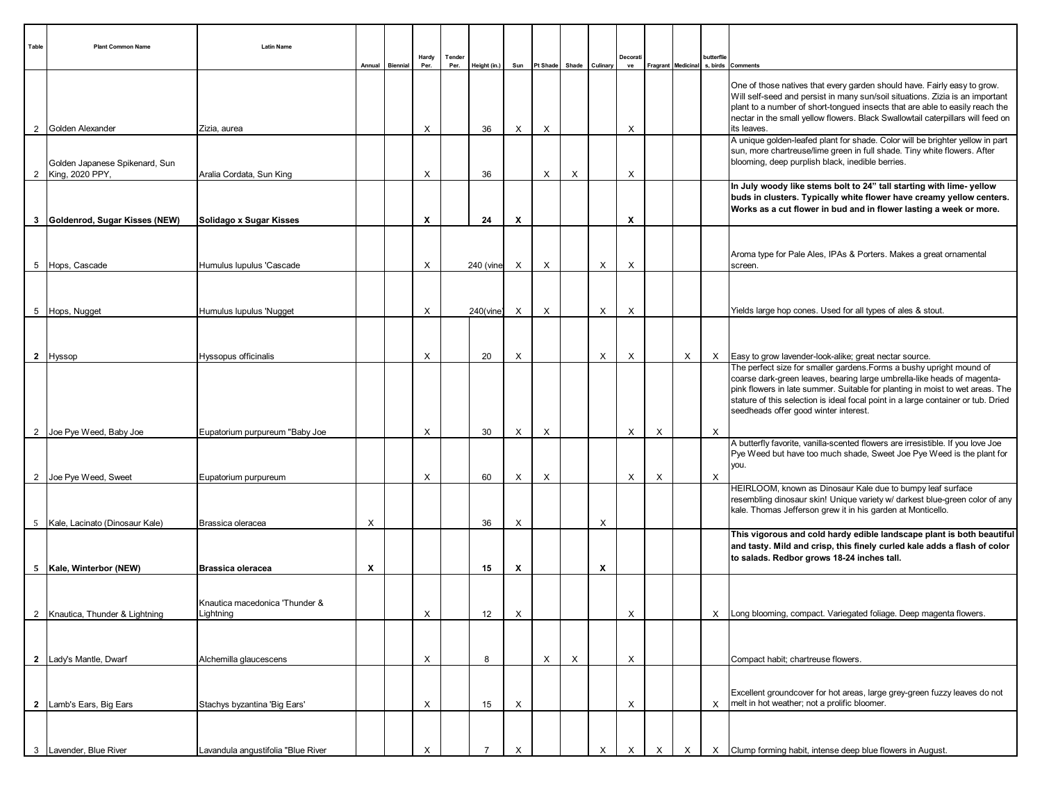| Table | Plant Common Name | Latin Name | Annual | Biennial | Hardy Per. | Tender Per. | Height (in.) | Sun | Pt Shade | Shade | Culinary | Decorative | Fragrant | Medicinal | butterflies, birds | Comments |
|---|---|---|---|---|---|---|---|---|---|---|---|---|---|---|---|---|
| 2 | Golden Alexander | Zizia, aurea | | | X | | 36 | X | X | | | X | | | | One of those natives that every garden should have. Fairly easy to grow. Will self-seed and persist in many sun/soil situations. Zizia is an important plant to a number of short-tongued insects that are able to easily reach the nectar in the small yellow flowers. Black Swallowtail caterpillars will feed on its leaves. |
| 2 | Golden Japanese Spikenard, Sun King, 2020 PPY, | Aralia Cordata, Sun King | | | X | | 36 | | X | X | | X | | | | A unique golden-leafed plant for shade. Color will be brighter yellow in part sun, more chartreuse/lime green in full shade. Tiny white flowers. After blooming, deep purplish black, inedible berries. |
| **3** | **Goldenrod, Sugar Kisses (NEW)** | **Solidago x Sugar Kisses** | | | **X** | | **24** | **X** | | | | **X** | | | | **In July woody like stems bolt to 24" tall starting with lime- yellow buds in clusters. Typically white flower have creamy yellow centers. Works as a cut flower in bud and in flower lasting a week or more.** |
| 5 | Hops, Cascade | Humulus lupulus 'Cascade | | | X | | 240 (vine | X | X | | X | X | | | | Aroma type for Pale Ales, IPAs & Porters. Makes a great ornamental screen. |
| 5 | Hops, Nugget | Humulus lupulus 'Nugget | | | X | | 240(vine) | X | X | | X | X | | | | Yields large hop cones. Used for all types of ales & stout. |
| **2** | Hyssop | Hyssopus officinalis | | | X | | 20 | X | | | X | X | | X | X | Easy to grow lavender-look-alike; great nectar source. |
| 2 | Joe Pye Weed, Baby Joe | Eupatorium purpureum "Baby Joe | | | X | | 30 | X | X | | | X | X | | X | The perfect size for smaller gardens.Forms a bushy upright mound of coarse dark-green leaves, bearing large umbrella-like heads of magenta-pink flowers in late summer. Suitable for planting in moist to wet areas. The stature of this selection is ideal focal point in a large container or tub. Dried seedheads offer good winter interest. |
| 2 | Joe Pye Weed, Sweet | Eupatorium purpureum | | | X | | 60 | X | X | | | X | X | | X | A butterfly favorite, vanilla-scented flowers are irresistible. If you love Joe Pye Weed but have too much shade, Sweet Joe Pye Weed is the plant for you. |
| 5 | Kale, Lacinato (Dinosaur Kale) | Brassica oleracea | X | | | | 36 | X | | | X | | | | | HEIRLOOM, known as Dinosaur Kale due to bumpy leaf surface resembling dinosaur skin! Unique variety w/ darkest blue-green color of any kale. Thomas Jefferson grew it in his garden at Monticello. |
| **5** | **Kale, Winterbor (NEW)** | **Brassica oleracea** | **X** | | | | **15** | **X** | | | **X** | | | | | **This vigorous and cold hardy edible landscape plant is both beautiful and tasty. Mild and crisp, this finely curled kale adds a flash of color to salads. Redbor grows 18-24 inches tall.** |
| 2 | Knautica, Thunder & Lightning | Knautica macedonica 'Thunder & Lightning | | | X | | 12 | X | | | | X | | | X | Long blooming, compact. Variegated foliage. Deep magenta flowers. |
| **2** | Lady's Mantle, Dwarf | Alchemilla glaucescens | | | X | | 8 | | X | X | | X | | | | Compact habit; chartreuse flowers. |
| **2** | Lamb's Ears, Big Ears | Stachys byzantina 'Big Ears' | | | X | | 15 | X | | | | X | | | X | Excellent groundcover for hot areas, large grey-green fuzzy leaves do not melt in hot weather; not a prolific bloomer. |
| 3 | Lavender, Blue River | Lavandula angustifolia "Blue River | | | X | | 7 | X | | | X | X | X | X | X | Clump forming habit, intense deep blue flowers in August. |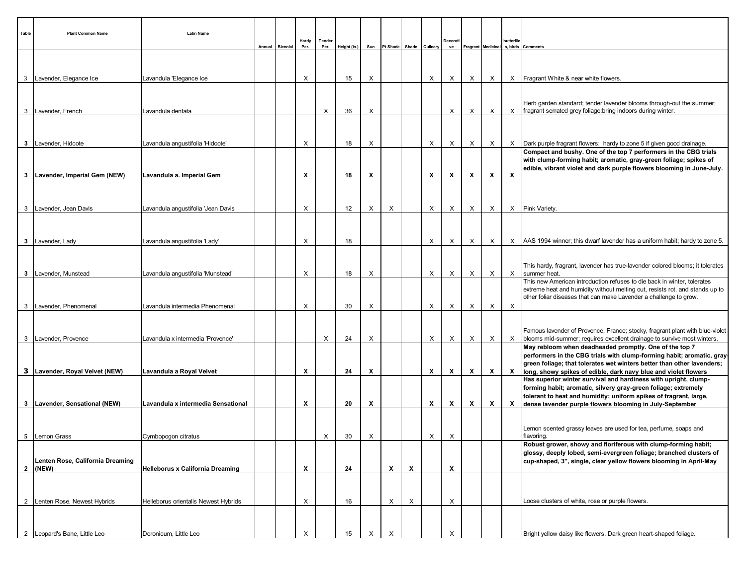| Table | Plant Common Name | Latin Name | Annual | Biennial | Hardy Per. | Tender Per. | Height (in.) | Sun | Pt Shade | Shade | Culinary | Decorative | Fragrant | Medicinal | butterflies, birds | Comments |
|---|---|---|---|---|---|---|---|---|---|---|---|---|---|---|---|---|
| 3 | Lavender, Elegance Ice | Lavandula 'Elegance Ice | | | X | | 15 | X | | | X | X | X | X | X | Fragrant White & near white flowers. |
| 3 | Lavender, French | Lavandula dentata | | | | X | 36 | X | | | | X | X | X | X | Herb garden standard; tender lavender blooms through-out the summer; fragrant serrated grey foliage;bring indoors during winter. |
| **3** | Lavender, Hidcote | Lavandula angustifolia 'Hidcote' | | | X | | 18 | X | | | X | X | X | X | X | Dark purple fragrant flowers; hardy to zone 5 if given good drainage. |
| **3** | **Lavender, Imperial Gem (NEW)** | **Lavandula a. Imperial Gem** | | | **X** | | **18** | **X** | | | **X** | **X** | **X** | **X** | **X** | **Compact and bushy. One of the top 7 performers in the CBG trials with clump-forming habit; aromatic, gray-green foliage; spikes of edible, vibrant violet and dark purple flowers blooming in June-July.** |
| 3 | Lavender, Jean Davis | Lavandula angustifolia 'Jean Davis | | | X | | 12 | X | X | | X | X | X | X | X | Pink Variety. |
| **3** | Lavender, Lady | Lavandula angustifolia 'Lady' | | | X | | 18 | | | | X | X | X | X | X | AAS 1994 winner; this dwarf lavender has a uniform habit; hardy to zone 5. |
| **3** | Lavender, Munstead | Lavandula angustifolia 'Munstead' | | | X | | 18 | X | | | X | X | X | X | X | This hardy, fragrant, lavender has true-lavender colored blooms; it tolerates summer heat. |
| 3 | Lavender, Phenomenal | Lavandula intermedia Phenomenal | | | X | | 30 | X | | | X | X | X | X | X | This new American introduction refuses to die back in winter, tolerates extreme heat and humidity without melting out, resists rot, and stands up to other foliar diseases that can make Lavender a challenge to grow. |
| 3 | Lavender, Provence | Lavandula x intermedia 'Provence' | | | | X | 24 | X | | | X | X | X | X | X | Famous lavender of Provence, France; stocky, fragrant plant with blue-violet blooms mid-summer; requires excellent drainage to survive most winters. |
| **3** | **Lavender, Royal Velvet (NEW)** | **Lavandula a Royal Velvet** | | | **X** | | **24** | **X** | | | **X** | **X** | **X** | **X** | **X** | **May rebloom when deadheaded promptly. One of the top 7 performers in the CBG trials with clump-forming habit; aromatic, gray-green foliage; that tolerates wet winters better than other lavenders; long, showy spikes of edible, dark navy blue and violet flowers** |
| **3** | **Lavender, Sensational (NEW)** | **Lavandula x intermedia Sensational** | | | **X** | | **20** | **X** | | | **X** | **X** | **X** | **X** | **X** | **Has superior winter survival and hardiness with upright, clump-forming habit; aromatic, silvery gray-green foliage; extremely tolerant to heat and humidity; uniform spikes of fragrant, large, dense lavender purple flowers blooming in July-September** |
| 5 | Lemon Grass | Cymbopogon citratus | | | | X | 30 | X | | | X | X | | | | Lemon scented grassy leaves are used for tea, perfume, soaps and flavoring. |
| **2** | **Lenten Rose, California Dreaming (NEW)** | **Helleborus x California Dreaming** | | | **X** | | **24** | | **X** | **X** | | **X** | | | | **Robust grower, showy and floriferous with clump-forming habit; glossy, deeply lobed, semi-evergreen foliage; branched clusters of cup-shaped, 3", single, clear yellow flowers blooming in April-May** |
| 2 | Lenten Rose, Newest Hybrids | Helleborus orientalis Newest Hybrids | | | X | | 16 | | X | X | | X | | | | Loose clusters of white, rose or purple flowers. |
| 2 | Leopard's Bane, Little Leo | Doronicum, Little Leo | | | X | | 15 | X | X | | | X | | | | Bright yellow daisy like flowers. Dark green heart-shaped foliage. |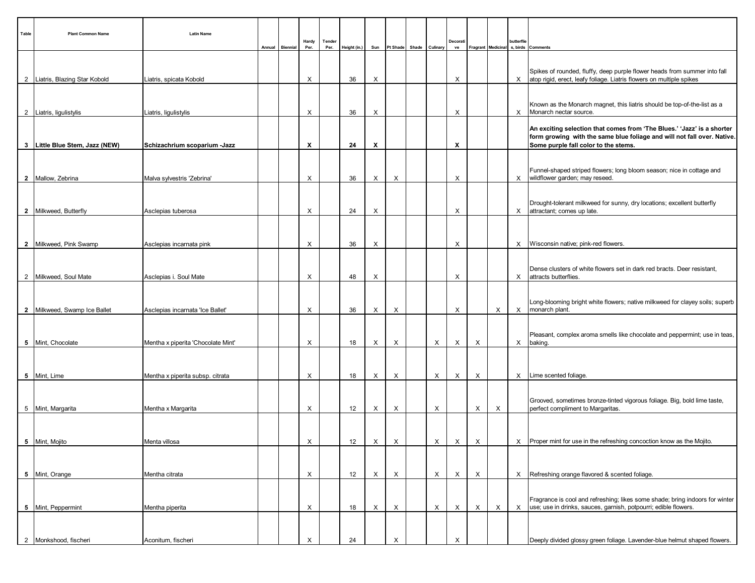| Table | Plant Common Name | Latin Name | Annual | Biennial | Hardy Per. | Tender Per. | Height (in.) | Sun | Pt Shade | Shade | Culinary | Decorative | Fragrant | Medicinal | butterflies, birds | Comments |
|---|---|---|---|---|---|---|---|---|---|---|---|---|---|---|---|---|
| 2 | Liatris, Blazing Star Kobold | Liatris, spicata Kobold | | | X | | 36 | X | | | | X | | | X | Spikes of rounded, fluffy, deep purple flower heads from summer into fall atop rigid, erect, leafy foliage. Liatris flowers on multiple spikes |
| 2 | Liatris, ligulistylis | Liatris, ligulistylis | | | X | | 36 | X | | | | X | | | X | Known as the Monarch magnet, this liatris should be top-of-the-list as a Monarch nectar source. |
| **3** | **Little Blue Stem, Jazz (NEW)** | **Schizachrium scoparium -Jazz** | | | **X** | | **24** | **X** | | | | **X** | | | | **An exciting selection that comes from 'The Blues.' 'Jazz' is a shorter form growing with the same blue foliage and will not fall over. Native. Some purple fall color to the stems.** |
| **2** | Mallow, Zebrina | Malva sylvestris 'Zebrina' | | | X | | 36 | X | X | | | X | | | X | Funnel-shaped striped flowers; long bloom season; nice in cottage and wildflower garden; may reseed. |
| **2** | Milkweed, Butterfly | Asclepias tuberosa | | | X | | 24 | X | | | | X | | | X | Drought-tolerant milkweed for sunny, dry locations; excellent butterfly attractant; comes up late. |
| **2** | Milkweed, Pink Swamp | Asclepias incarnata pink | | | X | | 36 | X | | | | X | | | X | Wisconsin native; pink-red flowers. |
| 2 | Milkweed, Soul Mate | Asclepias i. Soul Mate | | | X | | 48 | X | | | | X | | | X | Dense clusters of white flowers set in dark red bracts. Deer resistant, attracts butterflies. |
| **2** | Milkweed, Swamp Ice Ballet | Asclepias incarnata 'Ice Ballet' | | | X | | 36 | X | X | | | X | | X | X | Long-blooming bright white flowers; native milkweed for clayey soils; superb monarch plant. |
| **5** | Mint, Chocolate | Mentha x piperita 'Chocolate Mint' | | | X | | 18 | X | X | | X | X | X | | X | Pleasant, complex aroma smells like chocolate and peppermint; use in teas, baking. |
| **5** | Mint, Lime | Mentha x piperita subsp. citrata | | | X | | 18 | X | X | | X | X | X | | X | Lime scented foliage. |
| 5 | Mint, Margarita | Mentha x Margarita | | | X | | 12 | X | X | | X | | X | X | | Grooved, sometimes bronze-tinted vigorous foliage. Big, bold lime taste, perfect compliment to Margaritas. |
| **5** | Mint, Mojito | Menta villosa | | | X | | 12 | X | X | | X | X | X | | X | Proper mint for use in the refreshing concoction know as the Mojito. |
| **5** | Mint, Orange | Mentha citrata | | | X | | 12 | X | X | | X | X | X | | X | Refreshing orange flavored & scented foliage. |
| **5** | Mint, Peppermint | Mentha piperita | | | X | | 18 | X | X | | X | X | X | X | X | Fragrance is cool and refreshing; likes some shade; bring indoors for winter use; use in drinks, sauces, garnish, potpourri; edible flowers. |
| 2 | Monkshood, fischeri | Aconitum, fischeri | | | X | | 24 | | X | | | X | | | | Deeply divided glossy green foliage. Lavender-blue helmut shaped flowers. |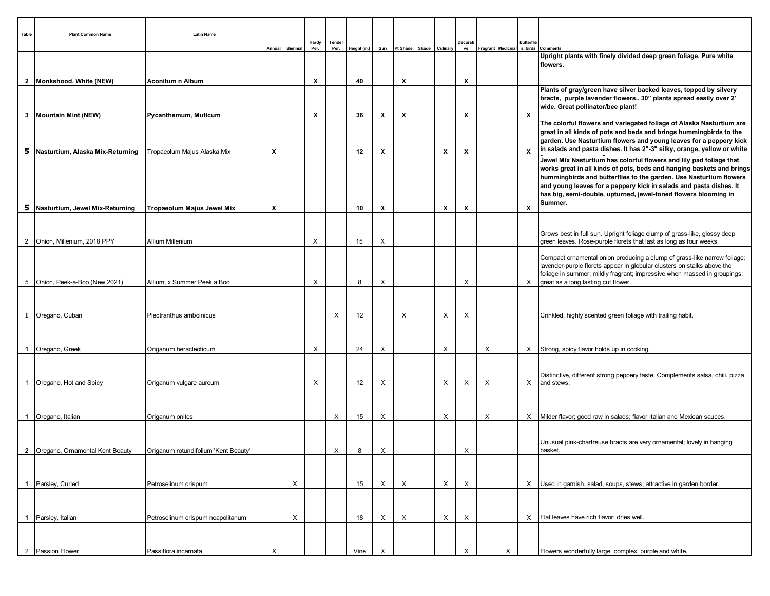| Table | Plant Common Name | Latin Name | Annual | Biennial | Hardy Per. | Tender Per. | Height (in.) | Sun | Pt Shade | Shade | Culinary | Decorative | Fragrant | Medicinal | butterflies, birds | Comments |
|---|---|---|---|---|---|---|---|---|---|---|---|---|---|---|---|---|
| **2** | **Monkshood, White (NEW)** | **Aconitum n Album** | | | **X** | | **40** | | **X** | | | **X** | | | | **Upright plants with finely divided deep green foliage. Pure white flowers.** |
| **3** | **Mountain Mint (NEW)** | **Pycanthemum, Muticum** | | | **X** | | **36** | **X** | **X** | | | **X** | | | **X** | **Plants of gray/green have silver backed leaves, topped by silvery bracts, purple lavender flowers.. 30" plants spread easily over 2' wide. Great pollinator/bee plant!** |
| **5** | **Nasturtium, Alaska Mix-Returning** | Tropaeolum Majus Alaska Mix | **X** | | | | **12** | **X** | | | **X** | **X** | | | **X** | **The colorful flowers and variegated foliage of Alaska Nasturtium are great in all kinds of pots and beds and brings hummingbirds to the garden. Use Nasturtium flowers and young leaves for a peppery kick in salads and pasta dishes. It has 2"-3" silky, orange, yellow or white** |
| **5** | **Nasturtium, Jewel Mix-Returning** | **Tropaeolum Majus Jewel Mix** | **X** | | | | **10** | **X** | | | **X** | **X** | | | **X** | **Jewel Mix Nasturtium has colorful flowers and lily pad foliage that works great in all kinds of pots, beds and hanging baskets and brings hummingbirds and butterflies to the garden. Use Nasturtium flowers and young leaves for a peppery kick in salads and pasta dishes. It has big, semi-double, upturned, jewel-toned flowers blooming in Summer.** |
| 2 | Onion, Millenium, 2018 PPY | Allium Millenium | | | X | | 15 | X | | | | | | | | Grows best in full sun. Upright foliage clump of grass-like, glossy deep green leaves. Rose-purple florets that last as long as four weeks. |
| 5 | Onion, Peek-a-Boo (New 2021) | Allium, x Summer Peek a Boo | | | X | | 8 | X | | | | X | | | X | Compact ornamental onion producing a clump of grass-like narrow foliage; lavender-purple florets appear in globular clusters on stalks above the foliage in summer; mildly fragrant; impressive when massed in groupings; great as a long lasting cut flower. |
| **1** | Oregano, Cuban | Plectranthus amboinicus | | | | X | 12 | | X | | X | X | | | | Crinkled, highly scented green foliage with trailing habit. |
| **1** | Oregano, Greek | Origanum heracleoticum | | | X | | 24 | X | | | X | | X | | X | Strong, spicy flavor holds up in cooking. |
| 1 | Oregano, Hot and Spicy | Origanum vulgare aureum | | | X | | 12 | X | | | X | X | X | | X | Distinctive, different strong peppery taste. Complements salsa, chili, pizza and stews. |
| **1** | Oregano, Italian | Origanum onites | | | | X | 15 | X | | | X | | X | | X | Milder flavor; good raw in salads; flavor Italian and Mexican sauces. |
| **2** | Oregano, Ornamental Kent Beauty | Origanum rotundifolium 'Kent Beauty' | | | | X | 8 | X | | | | X | | | | Unusual pink-chartreuse bracts are very ornamental; lovely in hanging basket. |
| **1** | Parsley, Curled | Petroselinum crispum | | X | | | 15 | X | X | | X | X | | | X | Used in garnish, salad, soups, stews; attractive in garden border. |
| **1** | Parsley, Italian | Petroselinum crispum neapolitanum | | X | | | 18 | X | X | | X | X | | | X | Flat leaves have rich flavor; dries well. |
| 2 | Passion Flower | Passiflora incarnata | X | | | | Vine | X | | | | X | | X | | Flowers wonderfully large, complex, purple and white. |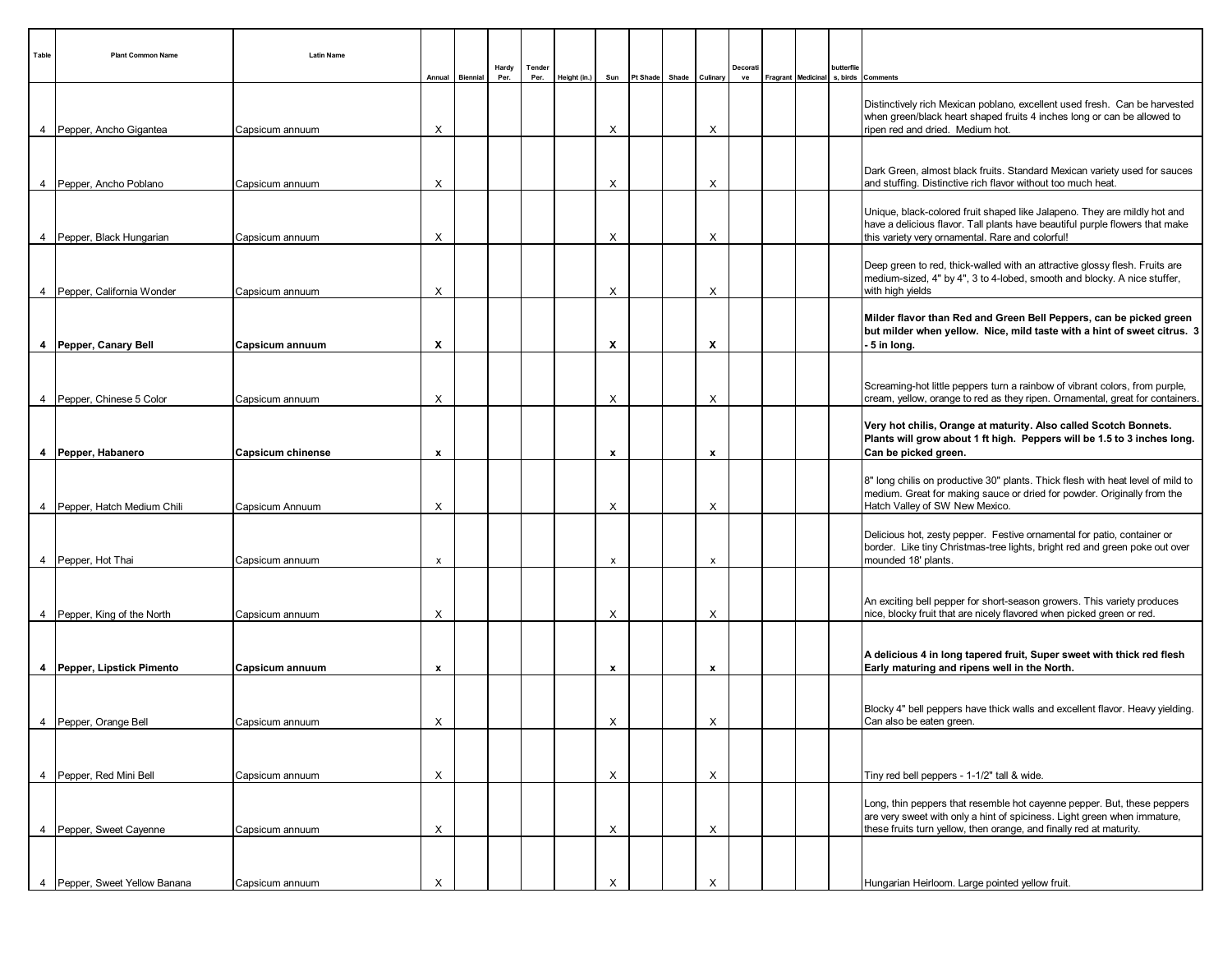| Table | Plant Common Name | Latin Name | Annual | Biennial | Hardy Per. | Tender Per. | Height (in.) | Sun | Pt Shade | Shade | Culinary | Decorative | Fragrant | Medicinal | butterflies, birds | Comments |
|---|---|---|---|---|---|---|---|---|---|---|---|---|---|---|---|---|
| 4 | Pepper, Ancho Gigantea | Capsicum annuum | X | | | | | X | | | X | | | | | Distinctively rich Mexican poblano, excellent used fresh. Can be harvested when green/black heart shaped fruits 4 inches long or can be allowed to ripen red and dried. Medium hot. |
| 4 | Pepper, Ancho Poblano | Capsicum annuum | X | | | | | X | | | X | | | | | Dark Green, almost black fruits. Standard Mexican variety used for sauces and stuffing. Distinctive rich flavor without too much heat. |
| 4 | Pepper, Black Hungarian | Capsicum annuum | X | | | | | X | | | X | | | | | Unique, black-colored fruit shaped like Jalapeno. They are mildly hot and have a delicious flavor. Tall plants have beautiful purple flowers that make this variety very ornamental. Rare and colorful! |
| 4 | Pepper, California Wonder | Capsicum annuum | X | | | | | X | | | X | | | | | Deep green to red, thick-walled with an attractive glossy flesh. Fruits are medium-sized, 4" by 4", 3 to 4-lobed, smooth and blocky. A nice stuffer, with high yields |
| **4** | **Pepper, Canary Bell** | **Capsicum annuum** | **X** | | | | | **X** | | | **X** | | | | | **Milder flavor than Red and Green Bell Peppers, can be picked green but milder when yellow. Nice, mild taste with a hint of sweet citrus. 3 - 5 in long.** |
| 4 | Pepper, Chinese 5 Color | Capsicum annuum | X | | | | | X | | | X | | | | | Screaming-hot little peppers turn a rainbow of vibrant colors, from purple, cream, yellow, orange to red as they ripen. Ornamental, great for containers. |
| **4** | **Pepper, Habanero** | **Capsicum chinense** | **x** | | | | | **x** | | | **x** | | | | | **Very hot chilis, Orange at maturity. Also called Scotch Bonnets. Plants will grow about 1 ft high. Peppers will be 1.5 to 3 inches long. Can be picked green.** |
| 4 | Pepper, Hatch Medium Chili | Capsicum Annuum | X | | | | | X | | | X | | | | | 8" long chilis on productive 30" plants. Thick flesh with heat level of mild to medium. Great for making sauce or dried for powder. Originally from the Hatch Valley of SW New Mexico. |
| 4 | Pepper, Hot Thai | Capsicum annuum | x | | | | | x | | | x | | | | | Delicious hot, zesty pepper. Festive ornamental for patio, container or border. Like tiny Christmas-tree lights, bright red and green poke out over mounded 18' plants. |
| 4 | Pepper, King of the North | Capsicum annuum | X | | | | | X | | | X | | | | | An exciting bell pepper for short-season growers. This variety produces nice, blocky fruit that are nicely flavored when picked green or red. |
| **4** | **Pepper, Lipstick Pimento** | **Capsicum annuum** | **x** | | | | | **x** | | | **x** | | | | | **A delicious 4 in long tapered fruit, Super sweet with thick red flesh Early maturing and ripens well in the North.** |
| 4 | Pepper, Orange Bell | Capsicum annuum | X | | | | | X | | | X | | | | | Blocky 4" bell peppers have thick walls and excellent flavor. Heavy yielding. Can also be eaten green. |
| 4 | Pepper, Red Mini Bell | Capsicum annuum | X | | | | | X | | | X | | | | | Tiny red bell peppers - 1-1/2" tall & wide. |
| 4 | Pepper, Sweet Cayenne | Capsicum annuum | X | | | | | X | | | X | | | | | Long, thin peppers that resemble hot cayenne pepper. But, these peppers are very sweet with only a hint of spiciness. Light green when immature, these fruits turn yellow, then orange, and finally red at maturity. |
| 4 | Pepper, Sweet Yellow Banana | Capsicum annuum | X | | | | | X | | | X | | | | | Hungarian Heirloom. Large pointed yellow fruit. |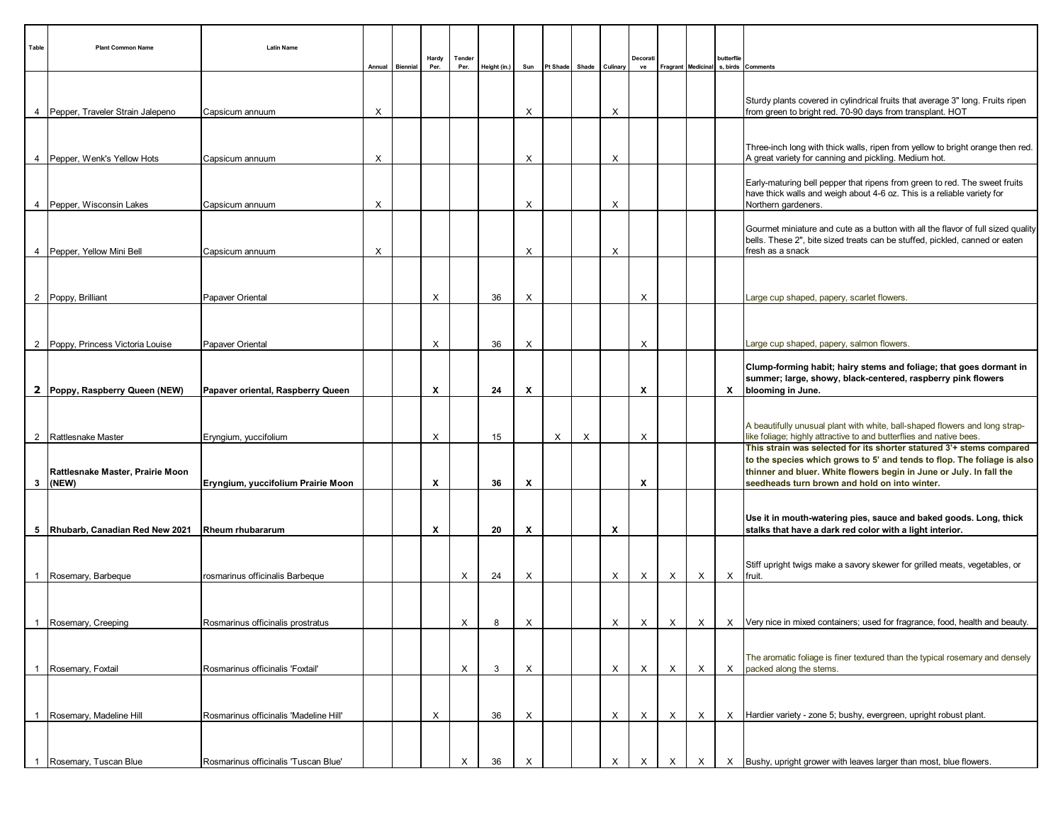| Table | Plant Common Name | Latin Name | Annual | Biennial | Hardy Per. | Tender Per. | Height (in.) | Sun | Pt Shade | Shade | Culinary | Decorative | Fragrant | Medicinal | butterflies, birds | Comments |
|---|---|---|---|---|---|---|---|---|---|---|---|---|---|---|---|---|
| 4 | Pepper, Traveler Strain Jalepeno | Capsicum annuum | X | | | | | X | | | X | | | | | Sturdy plants covered in cylindrical fruits that average 3" long. Fruits ripen from green to bright red. 70-90 days from transplant. HOT |
| 4 | Pepper, Wenk's Yellow Hots | Capsicum annuum | X | | | | | X | | | X | | | | | Three-inch long with thick walls, ripen from yellow to bright orange then red. A great variety for canning and pickling. Medium hot. |
| 4 | Pepper, Wisconsin Lakes | Capsicum annuum | X | | | | | X | | | X | | | | | Early-maturing bell pepper that ripens from green to red. The sweet fruits have thick walls and weigh about 4-6 oz. This is a reliable variety for Northern gardeners. |
| 4 | Pepper, Yellow Mini Bell | Capsicum annuum | X | | | | | X | | | X | | | | | Gourmet miniature and cute as a button with all the flavor of full sized quality bells. These 2", bite sized treats can be stuffed, pickled, canned or eaten fresh as a snack |
| 2 | Poppy, Brilliant | Papaver Oriental | | | X | | 36 | X | | | | X | | | | Large cup shaped, papery, scarlet flowers. |
| 2 | Poppy, Princess Victoria Louise | Papaver Oriental | | | X | | 36 | X | | | | X | | | | Large cup shaped, papery, salmon flowers. |
| **2** | **Poppy, Raspberry Queen (NEW)** | **Papaver oriental, Raspberry Queen** | | | **X** | | **24** | **X** | | | | **X** | | | **X** | **Clump-forming habit; hairy stems and foliage; that goes dormant in summer; large, showy, black-centered, raspberry pink flowers blooming in June.** |
| 2 | Rattlesnake Master | Eryngium, yuccifolium | | | X | | 15 | | X | X | | X | | | | A beautifully unusual plant with white, ball-shaped flowers and long strap-like foliage; highly attractive to and butterflies and native bees. |
| **3** | **Rattlesnake Master, Prairie Moon (NEW)** | **Eryngium, yuccifolium Prairie Moon** | | | **X** | | **36** | **X** | | | | **X** | | | | **This strain was selected for its shorter statured 3'+ stems compared to the species which grows to 5' and tends to flop. The foliage is also thinner and bluer. White flowers begin in June or July. In fall the seedheads turn brown and hold on into winter.** |
| **5** | **Rhubarb, Canadian Red New 2021** | **Rheum rhubararum** | | | **X** | | **20** | **X** | | | **X** | | | | | **Use it in mouth-watering pies, sauce and baked goods. Long, thick stalks that have a dark red color with a light interior.** |
| 1 | Rosemary, Barbeque | rosmarinus officinalis Barbeque | | | | X | 24 | X | | | X | X | X | X | X | Stiff upright twigs make a savory skewer for grilled meats, vegetables, or fruit. |
| 1 | Rosemary, Creeping | Rosmarinus officinalis prostratus | | | | X | 8 | X | | | X | X | X | X | X | Very nice in mixed containers; used for fragrance, food, health and beauty. |
| 1 | Rosemary, Foxtail | Rosmarinus officinalis 'Foxtail' | | | | X | 3 | X | | | X | X | X | X | X | The aromatic foliage is finer textured than the typical rosemary and densely packed along the stems. |
| 1 | Rosemary, Madeline Hill | Rosmarinus officinalis 'Madeline Hill' | | | X | | 36 | X | | | X | X | X | X | X | Hardier variety - zone 5; bushy, evergreen, upright robust plant. |
| 1 | Rosemary, Tuscan Blue | Rosmarinus officinalis 'Tuscan Blue' | | | | X | 36 | X | | | X | X | X | X | X | Bushy, upright grower with leaves larger than most, blue flowers. |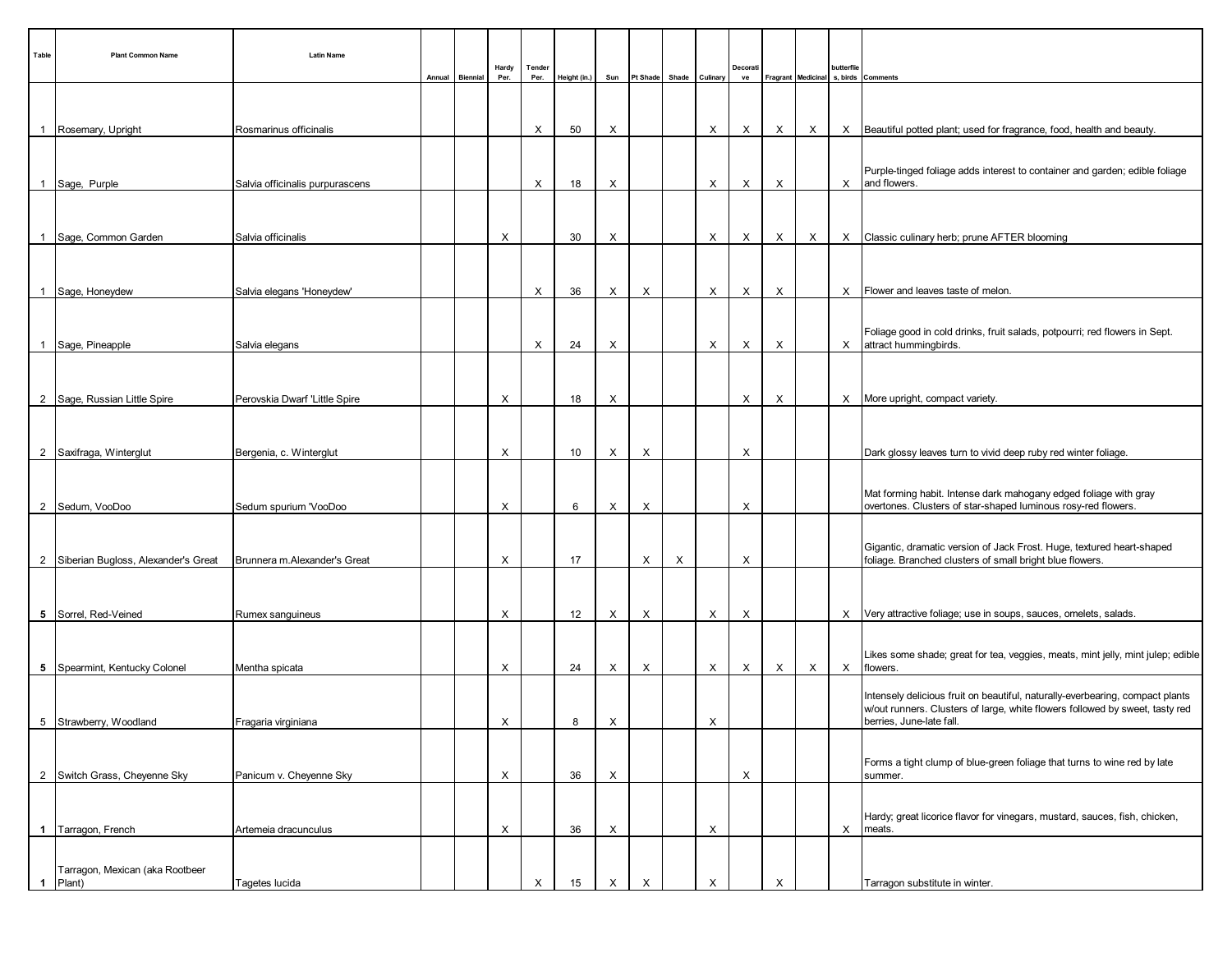| Table | Plant Common Name | Latin Name | Annual | Biennial | Hardy Per. | Tender Per. | Height (in.) | Sun | Pt Shade | Shade | Culinary | Decorative | Fragrant | Medicinal | butterflies, birds | Comments |
|---|---|---|---|---|---|---|---|---|---|---|---|---|---|---|---|---|
| 1 | Rosemary, Upright | Rosmarinus officinalis | | | | X | 50 | X | | | X | X | X | X | X | Beautiful potted plant; used for fragrance, food, health and beauty. |
| 1 | Sage, Purple | Salvia officinalis purpurascens | | | | X | 18 | X | | | X | X | X | | X | Purple-tinged foliage adds interest to container and garden; edible foliage and flowers. |
| 1 | Sage, Common Garden | Salvia officinalis | | | X | | 30 | X | | | X | X | X | X | X | Classic culinary herb; prune AFTER blooming |
| 1 | Sage, Honeydew | Salvia elegans 'Honeydew' | | | | X | 36 | X | X | | X | X | X | | X | Flower and leaves taste of melon. |
| 1 | Sage, Pineapple | Salvia elegans | | | | X | 24 | X | | | X | X | X | | X | Foliage good in cold drinks, fruit salads, potpourri; red flowers in Sept. attract hummingbirds. |
| 2 | Sage, Russian Little Spire | Perovskia Dwarf 'Little Spire | | | X | | 18 | X | | | | X | X | | X | More upright, compact variety. |
| 2 | Saxifraga, Winterglut | Bergenia, c. Winterglut | | | X | | 10 | X | X | | | X | | | | Dark glossy leaves turn to vivid deep ruby red winter foliage. |
| 2 | Sedum, VooDoo | Sedum spurium 'VooDoo | | | X | | 6 | X | X | | | X | | | | Mat forming habit. Intense dark mahogany edged foliage with gray overtones. Clusters of star-shaped luminous rosy-red flowers. |
| 2 | Siberian Bugloss, Alexander's Great | Brunnera m.Alexander's Great | | | X | | 17 | | X | X | | X | | | | Gigantic, dramatic version of Jack Frost. Huge, textured heart-shaped foliage. Branched clusters of small bright blue flowers. |
| **5** | Sorrel, Red-Veined | Rumex sanguineus | | | X | | 12 | X | X | | X | X | | | X | Very attractive foliage; use in soups, sauces, omelets, salads. |
| **5** | Spearmint, Kentucky Colonel | Mentha spicata | | | X | | 24 | X | X | | X | X | X | X | X | Likes some shade; great for tea, veggies, meats, mint jelly, mint julep; edible flowers. |
| 5 | Strawberry, Woodland | Fragaria virginiana | | | X | | 8 | X | | | X | | | | | Intensely delicious fruit on beautiful, naturally-everbearing, compact plants w/out runners. Clusters of large, white flowers followed by sweet, tasty red berries, June-late fall. |
| 2 | Switch Grass, Cheyenne Sky | Panicum v. Cheyenne Sky | | | X | | 36 | X | | | | X | | | | Forms a tight clump of blue-green foliage that turns to wine red by late summer. |
| **1** | Tarragon, French | Artemeia dracunculus | | | X | | 36 | X | | | X | | | | X | Hardy; great licorice flavor for vinegars, mustard, sauces, fish, chicken, meats. |
| **1** | Tarragon, Mexican (aka Rootbeer Plant) | Tagetes lucida | | | | X | 15 | X | X | | X | | X | | | Tarragon substitute in winter. |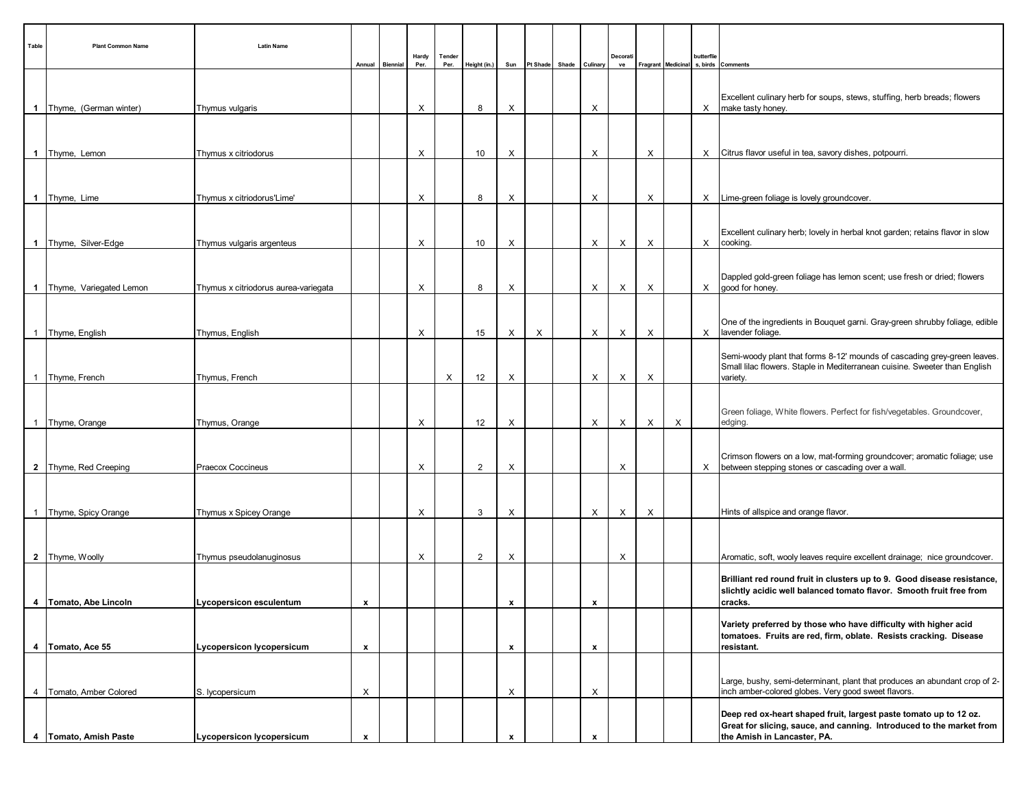| Table | Plant Common Name | Latin Name | Annual | Biennial | Hardy Per. | Tender Per. | Height (in.) | Sun | Pt Shade | Shade | Culinary | Decorative | Fragrant | Medicinal | butterflies, birds | Comments |
|---|---|---|---|---|---|---|---|---|---|---|---|---|---|---|---|---|
| 1 | Thyme, (German winter) | Thymus vulgaris | | | X | | 8 | X | | | X | | | | X | Excellent culinary herb for soups, stews, stuffing, herb breads; flowers make tasty honey. |
| 1 | Thyme, Lemon | Thymus x citriodorus | | | X | | 10 | X | | | X | | X | | X | Citrus flavor useful in tea, savory dishes, potpourri. |
| 1 | Thyme, Lime | Thymus x citriodorus'Lime' | | | X | | 8 | X | | | X | | X | | X | Lime-green foliage is lovely groundcover. |
| 1 | Thyme, Silver-Edge | Thymus vulgaris argenteus | | | X | | 10 | X | | | X | X | X | | X | Excellent culinary herb; lovely in herbal knot garden; retains flavor in slow cooking. |
| 1 | Thyme, Variegated Lemon | Thymus x citriodorus aurea-variegata | | | X | | 8 | X | | | X | X | X | | X | Dappled gold-green foliage has lemon scent; use fresh or dried; flowers good for honey. |
| 1 | Thyme, English | Thymus, English | | | X | | 15 | X | X | | X | X | X | | X | One of the ingredients in Bouquet garni. Gray-green shrubby foliage, edible lavender foliage. |
| 1 | Thyme, French | Thymus, French | | | | X | 12 | X | | | X | X | X | | | Semi-woody plant that forms 8-12' mounds of cascading grey-green leaves. Small lilac flowers. Staple in Mediterranean cuisine. Sweeter than English variety. |
| 1 | Thyme, Orange | Thymus, Orange | | | X | | 12 | X | | | X | X | X | X | | Green foliage, White flowers. Perfect for fish/vegetables. Groundcover, edging. |
| 2 | Thyme, Red Creeping | Praecox Coccineus | | | X | | 2 | X | | | | X | | | X | Crimson flowers on a low, mat-forming groundcover; aromatic foliage; use between stepping stones or cascading over a wall. |
| 1 | Thyme, Spicy Orange | Thymus x Spicey Orange | | | X | | 3 | X | | | X | X | X | | | Hints of allspice and orange flavor. |
| 2 | Thyme, Woolly | Thymus pseudolanuginosus | | | X | | 2 | X | | | | X | | | | Aromatic, soft, wooly leaves require excellent drainage; nice groundcover. |
| **4** | **Tomato, Abe Lincoln** | **Lycopersicon esculentum** | **x** | | | | | **x** | | | **x** | | | | | **Brilliant red round fruit in clusters up to 9. Good disease resistance, slichtly acidic well balanced tomato flavor. Smooth fruit free from cracks.** |
| **4** | **Tomato, Ace 55** | **Lycopersicon lycopersicum** | **x** | | | | | **x** | | | **x** | | | | | **Variety preferred by those who have difficulty with higher acid tomatoes. Fruits are red, firm, oblate. Resists cracking. Disease resistant.** |
| 4 | Tomato, Amber Colored | S. lycopersicum | X | | | | | X | | | X | | | | | Large, bushy, semi-determinant, plant that produces an abundant crop of 2-inch amber-colored globes. Very good sweet flavors. |
| **4** | **Tomato, Amish Paste** | **Lycopersicon lycopersicum** | **x** | | | | | **x** | | | **x** | | | | | **Deep red ox-heart shaped fruit, largest paste tomato up to 12 oz. Great for slicing, sauce, and canning. Introduced to the market from the Amish in Lancaster, PA.** |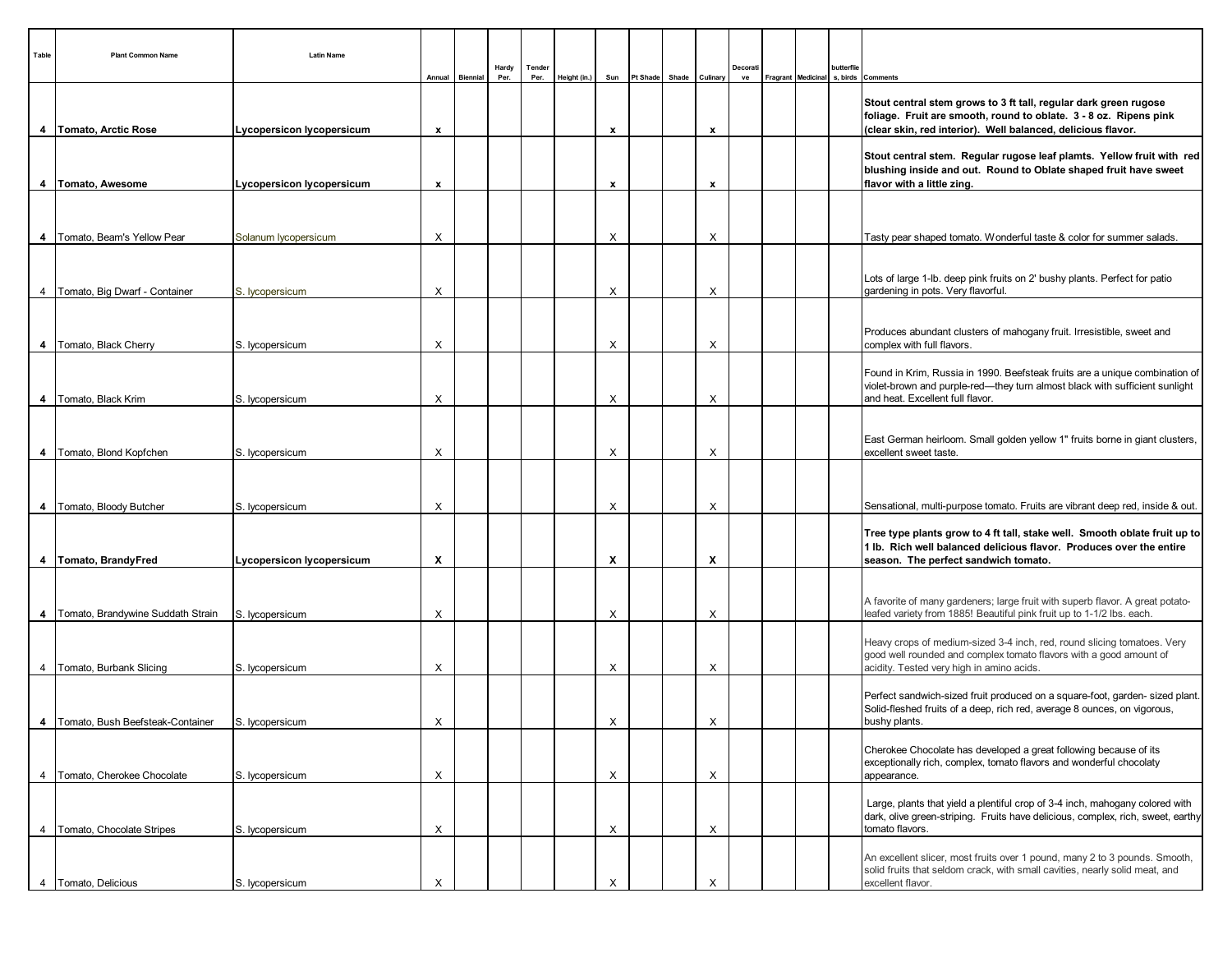| Table | Plant Common Name | Latin Name | Annual | Biennial | Hardy Per. | Tender Per. | Height (in.) | Sun | Pt Shade | Shade | Culinary | Decorative | Fragrant | Medicinal | butterflies, birds | Comments |
|---|---|---|---|---|---|---|---|---|---|---|---|---|---|---|---|---|
| **4** | **Tomato, Arctic Rose** | **Lycopersicon lycopersicum** | **x** | | | | | **x** | | | **x** | | | | | **Stout central stem grows to 3 ft tall, regular dark green rugose foliage. Fruit are smooth, round to oblate. 3 - 8 oz. Ripens pink (clear skin, red interior). Well balanced, delicious flavor.** |
| **4** | **Tomato, Awesome** | **Lycopersicon lycopersicum** | **x** | | | | | **x** | | | **x** | | | | | **Stout central stem. Regular rugose leaf plamts. Yellow fruit with red blushing inside and out. Round to Oblate shaped fruit have sweet flavor with a little zing.** |
| **4** | Tomato, Beam's Yellow Pear | Solanum lycopersicum | X | | | | | X | | | X | | | | | Tasty pear shaped tomato. Wonderful taste & color for summer salads. |
| 4 | Tomato, Big Dwarf - Container | S. lycopersicum | X | | | | | X | | | X | | | | | Lots of large 1-lb. deep pink fruits on 2' bushy plants. Perfect for patio gardening in pots. Very flavorful. |
| **4** | Tomato, Black Cherry | S. lycopersicum | X | | | | | X | | | X | | | | | Produces abundant clusters of mahogany fruit. Irresistible, sweet and complex with full flavors. |
| **4** | Tomato, Black Krim | S. lycopersicum | X | | | | | X | | | X | | | | | Found in Krim, Russia in 1990. Beefsteak fruits are a unique combination of violet-brown and purple-red—they turn almost black with sufficient sunlight and heat. Excellent full flavor. |
| **4** | Tomato, Blond Kopfchen | S. lycopersicum | X | | | | | X | | | X | | | | | East German heirloom. Small golden yellow 1" fruits borne in giant clusters, excellent sweet taste. |
| **4** | Tomato, Bloody Butcher | S. lycopersicum | X | | | | | X | | | X | | | | | Sensational, multi-purpose tomato. Fruits are vibrant deep red, inside & out. |
| **4** | **Tomato, BrandyFred** | **Lycopersicon lycopersicum** | **X** | | | | | **X** | | | **X** | | | | | **Tree type plants grow to 4 ft tall, stake well. Smooth oblate fruit up to 1 lb. Rich well balanced delicious flavor. Produces over the entire season. The perfect sandwich tomato.** |
| **4** | Tomato, Brandywine Suddath Strain | S. lycopersicum | X | | | | | X | | | X | | | | | A favorite of many gardeners; large fruit with superb flavor. A great potato-leafed variety from 1885! Beautiful pink fruit up to 1-1/2 lbs. each. |
| 4 | Tomato, Burbank Slicing | S. lycopersicum | X | | | | | X | | | X | | | | | Heavy crops of medium-sized 3-4 inch, red, round slicing tomatoes. Very good well rounded and complex tomato flavors with a good amount of acidity. Tested very high in amino acids. |
| **4** | Tomato, Bush Beefsteak-Container | S. lycopersicum | X | | | | | X | | | X | | | | | Perfect sandwich-sized fruit produced on a square-foot, garden- sized plant. Solid-fleshed fruits of a deep, rich red, average 8 ounces, on vigorous, bushy plants. |
| 4 | Tomato, Cherokee Chocolate | S. lycopersicum | X | | | | | X | | | X | | | | | Cherokee Chocolate has developed a great following because of its exceptionally rich, complex, tomato flavors and wonderful chocolaty appearance. |
| 4 | Tomato, Chocolate Stripes | S. lycopersicum | X | | | | | X | | | X | | | | | Large, plants that yield a plentiful crop of 3-4 inch, mahogany colored with dark, olive green-striping. Fruits have delicious, complex, rich, sweet, earthy tomato flavors. |
| 4 | Tomato, Delicious | S. lycopersicum | X | | | | | X | | | X | | | | | An excellent slicer, most fruits over 1 pound, many 2 to 3 pounds. Smooth, solid fruits that seldom crack, with small cavities, nearly solid meat, and excellent flavor. |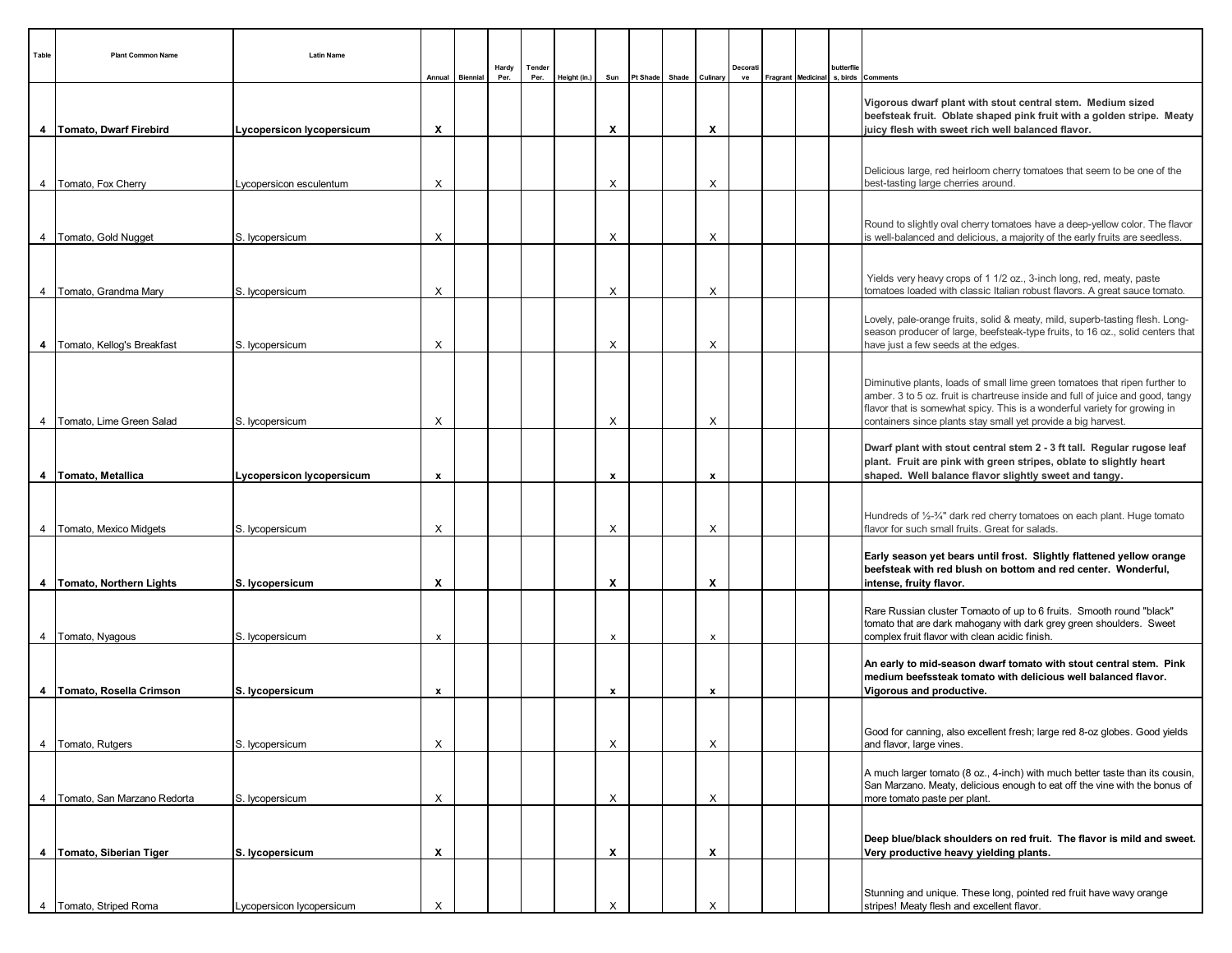| Table | Plant Common Name | Latin Name | Annual | Biennial | Hardy Per. | Tender Per. | Height (in.) | Sun | Pt Shade | Shade | Culinary | Decorative | Fragrant | Medicinal | butterflies, birds | Comments |
|---|---|---|---|---|---|---|---|---|---|---|---|---|---|---|---|---|
| **4** | **Tomato, Dwarf Firebird** | **Lycopersicon lycopersicum** | **X** | | | | | **X** | | | **X** | | | | | **Vigorous dwarf plant with stout central stem. Medium sized beefsteak fruit. Oblate shaped pink fruit with a golden stripe. Meaty juicy flesh with sweet rich well balanced flavor.** |
| 4 | Tomato, Fox Cherry | Lycopersicon esculentum | X | | | | | X | | | X | | | | | Delicious large, red heirloom cherry tomatoes that seem to be one of the best-tasting large cherries around. |
| 4 | Tomato, Gold Nugget | S. lycopersicum | X | | | | | X | | | X | | | | | Round to slightly oval cherry tomatoes have a deep-yellow color. The flavor is well-balanced and delicious, a majority of the early fruits are seedless. |
| 4 | Tomato, Grandma Mary | S. lycopersicum | X | | | | | X | | | X | | | | | Yields very heavy crops of 1 1/2 oz., 3-inch long, red, meaty, paste tomatoes loaded with classic Italian robust flavors. A great sauce tomato. |
| **4** | Tomato, Kellog's Breakfast | S. lycopersicum | X | | | | | X | | | X | | | | | Lovely, pale-orange fruits, solid & meaty, mild, superb-tasting flesh. Long-season producer of large, beefsteak-type fruits, to 16 oz., solid centers that have just a few seeds at the edges. |
| 4 | Tomato, Lime Green Salad | S. lycopersicum | X | | | | | X | | | X | | | | | Diminutive plants, loads of small lime green tomatoes that ripen further to amber. 3 to 5 oz. fruit is chartreuse inside and full of juice and good, tangy flavor that is somewhat spicy. This is a wonderful variety for growing in containers since plants stay small yet provide a big harvest. |
| **4** | **Tomato, Metallica** | **Lycopersicon lycopersicum** | **x** | | | | | **x** | | | **x** | | | | | **Dwarf plant with stout central stem 2 - 3 ft tall. Regular rugose leaf plant. Fruit are pink with green stripes, oblate to slightly heart shaped. Well balance flavor slightly sweet and tangy.** |
| 4 | Tomato, Mexico Midgets | S. lycopersicum | X | | | | | X | | | X | | | | | Hundreds of ½-¾" dark red cherry tomatoes on each plant. Huge tomato flavor for such small fruits. Great for salads. |
| **4** | **Tomato, Northern Lights** | **S. lycopersicum** | **X** | | | | | **X** | | | **X** | | | | | **Early season yet bears until frost. Slightly flattened yellow orange beefsteak with red blush on bottom and red center. Wonderful, intense, fruity flavor.** |
| 4 | Tomato, Nyagous | S. lycopersicum | x | | | | | x | | | x | | | | | Rare Russian cluster Tomaoto of up to 6 fruits. Smooth round "black" tomato that are dark mahogany with dark grey green shoulders. Sweet complex fruit flavor with clean acidic finish. |
| **4** | **Tomato, Rosella Crimson** | **S. lycopersicum** | **x** | | | | | **x** | | | **x** | | | | | **An early to mid-season dwarf tomato with stout central stem. Pink medium beefssteak tomato with delicious well balanced flavor. Vigorous and productive.** |
| 4 | Tomato, Rutgers | S. lycopersicum | X | | | | | X | | | X | | | | | Good for canning, also excellent fresh; large red 8-oz globes. Good yields and flavor, large vines. |
| 4 | Tomato, San Marzano Redorta | S. lycopersicum | X | | | | | X | | | X | | | | | A much larger tomato (8 oz., 4-inch) with much better taste than its cousin, San Marzano. Meaty, delicious enough to eat off the vine with the bonus of more tomato paste per plant. |
| **4** | **Tomato, Siberian Tiger** | **S. lycopersicum** | **X** | | | | | **X** | | | **X** | | | | | **Deep blue/black shoulders on red fruit. The flavor is mild and sweet. Very productive heavy yielding plants.** |
| 4 | Tomato, Striped Roma | Lycopersicon lycopersicum | X | | | | | X | | | X | | | | | Stunning and unique. These long, pointed red fruit have wavy orange stripes! Meaty flesh and excellent flavor. |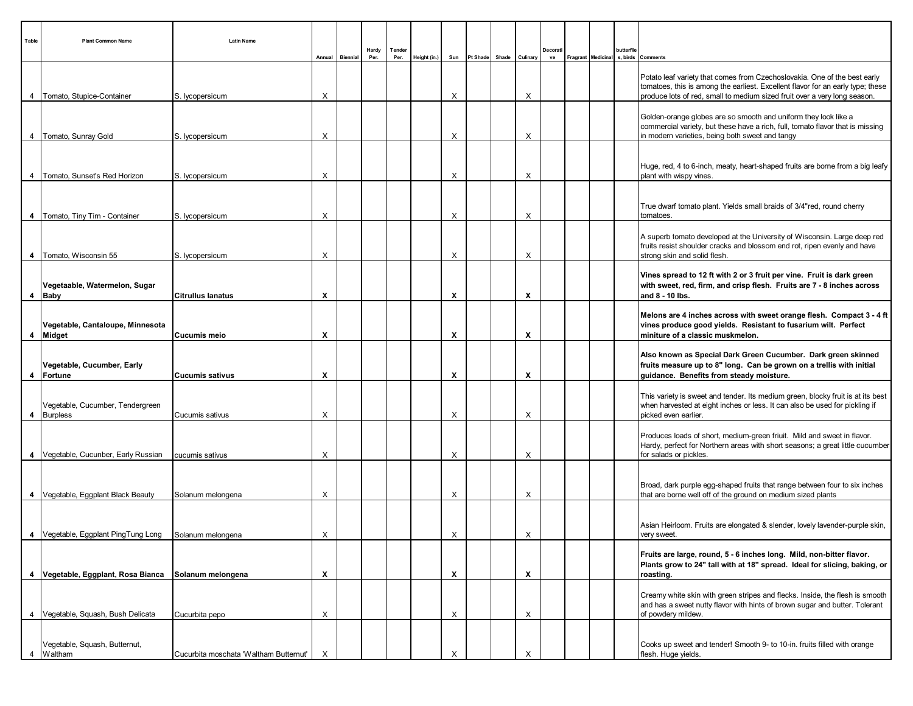| Table | Plant Common Name | Latin Name | Annual | Biennial | Hardy Per. | Tender Per. | Height (in.) | Sun | Pt Shade | Shade | Culinary | Decorative | Fragrant | Medicinal | butterflies, birds | Comments |
|---|---|---|---|---|---|---|---|---|---|---|---|---|---|---|---|---|
| 4 | Tomato, Stupice-Container | S. lycopersicum | X | | | | | X | | | X | | | | | Potato leaf variety that comes from Czechoslovakia. One of the best early tomatoes, this is among the earliest. Excellent flavor for an early type; these produce lots of red, small to medium sized fruit over a very long season. |
| 4 | Tomato, Sunray Gold | S. lycopersicum | X | | | | | X | | | X | | | | | Golden-orange globes are so smooth and uniform they look like a commercial variety, but these have a rich, full, tomato flavor that is missing in modern varieties, being both sweet and tangy |
| 4 | Tomato, Sunset's Red Horizon | S. lycopersicum | X | | | | | X | | | X | | | | | Huge, red, 4 to 6-inch, meaty, heart-shaped fruits are borne from a big leafy plant with wispy vines. |
| **4** | Tomato, Tiny Tim - Container | S. lycopersicum | X | | | | | X | | | X | | | | | True dwarf tomato plant. Yields small braids of 3/4"red, round cherry tomatoes. |
| **4** | Tomato, Wisconsin 55 | S. lycopersicum | X | | | | | X | | | X | | | | | A superb tomato developed at the University of Wisconsin. Large deep red fruits resist shoulder cracks and blossom end rot, ripen evenly and have strong skin and solid flesh. |
| **4** | **Vegetaable, Watermelon, Sugar Baby** | **Citrullus lanatus** | **X** | | | | | **X** | | | **X** | | | | | **Vines spread to 12 ft with 2 or 3 fruit per vine. Fruit is dark green with sweet, red, firm, and crisp flesh. Fruits are 7 - 8 inches across and 8 - 10 lbs.** |
| **4** | **Vegetable, Cantaloupe, Minnesota Midget** | **Cucumis meio** | **X** | | | | | **X** | | | **X** | | | | | **Melons are 4 inches across with sweet orange flesh. Compact 3 - 4 ft vines produce good yields. Resistant to fusarium wilt. Perfect miniture of a classic muskmelon.** |
| **4** | **Vegetable, Cucumber, Early Fortune** | **Cucumis sativus** | **X** | | | | | **X** | | | **X** | | | | | **Also known as Special Dark Green Cucumber. Dark green skinned fruits measure up to 8" long. Can be grown on a trellis with initial guidance. Benefits from steady moisture.** |
| **4** | Vegetable, Cucumber, Tendergreen Burpless | Cucumis sativus | X | | | | | X | | | X | | | | | This variety is sweet and tender. Its medium green, blocky fruit is at its best when harvested at eight inches or less. It can also be used for pickling if picked even earlier. |
| **4** | Vegetable, Cucunber, Early Russian | cucumis sativus | X | | | | | X | | | X | | | | | Produces loads of short, medium-green friuit. Mild and sweet in flavor. Hardy, perfect for Northern areas with short seasons; a great little cucumber for salads or pickles. |
| **4** | Vegetable, Eggplant Black Beauty | Solanum melongena | X | | | | | X | | | X | | | | | Broad, dark purple egg-shaped fruits that range between four to six inches that are borne well off of the ground on medium sized plants |
| **4** | Vegetable, Eggplant PingTung Long | Solanum melongena | X | | | | | X | | | X | | | | | Asian Heirloom. Fruits are elongated & slender, lovely lavender-purple skin, very sweet. |
| **4** | **Vegetable, Eggplant, Rosa Bianca** | **Solanum melongena** | **X** | | | | | **X** | | | **X** | | | | | **Fruits are large, round, 5 - 6 inches long. Mild, non-bitter flavor. Plants grow to 24" tall with at 18" spread. Ideal for slicing, baking, or roasting.** |
| 4 | Vegetable, Squash, Bush Delicata | Cucurbita pepo | X | | | | | X | | | X | | | | | Creamy white skin with green stripes and flecks. Inside, the flesh is smooth and has a sweet nutty flavor with hints of brown sugar and butter. Tolerant of powdery mildew. |
| 4 | Vegetable, Squash, Butternut, Waltham | Cucurbita moschata 'Waltham Butternut' | X | | | | | X | | | X | | | | | Cooks up sweet and tender! Smooth 9- to 10-in. fruits filled with orange flesh. Huge yields. |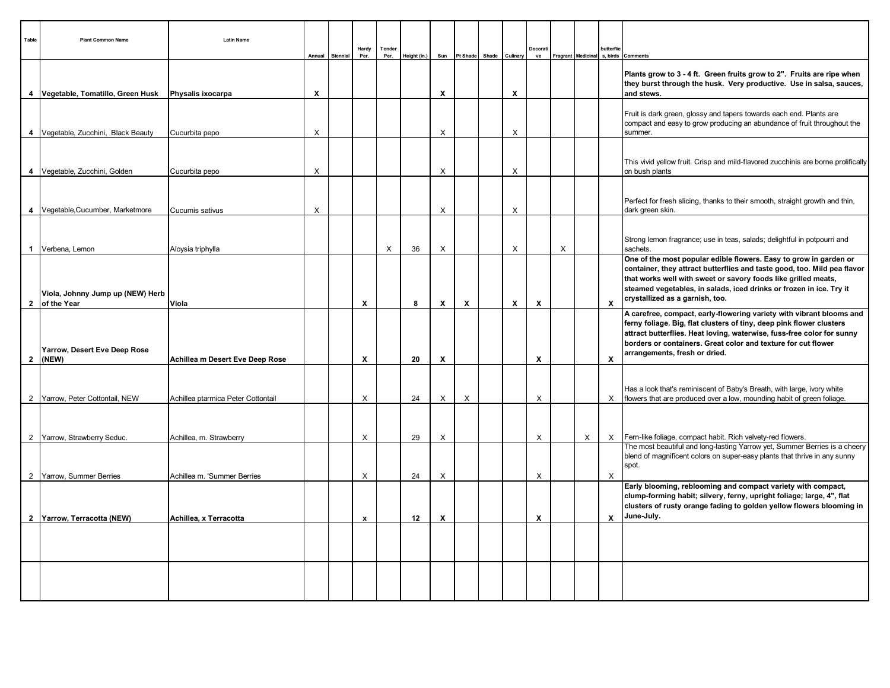| Table | Plant Common Name | Latin Name | Annual | Biennial | Hardy Per. | Tender Per. | Height (in.) | Sun | Pt Shade | Shade | Culinary | Decorative | Fragrant | Medicinal | butterflies, birds | Comments |
|---|---|---|---|---|---|---|---|---|---|---|---|---|---|---|---|---|
| **4** | **Vegetable, Tomatillo, Green Husk** | **Physalis ixocarpa** | **X** | | | | | **X** | | | **X** | | | | | **Plants grow to 3 - 4 ft. Green fruits grow to 2". Fruits are ripe when they burst through the husk. Very productive. Use in salsa, sauces, and stews.** |
| 4 | Vegetable, Zucchini, Black Beauty | Cucurbita pepo | X | | | | | X | | | X | | | | | Fruit is dark green, glossy and tapers towards each end. Plants are compact and easy to grow producing an abundance of fruit throughout the summer. |
| 4 | Vegetable, Zucchini, Golden | Cucurbita pepo | X | | | | | X | | | X | | | | | This vivid yellow fruit. Crisp and mild-flavored zucchinis are borne prolifically on bush plants |
| 4 | Vegetable,Cucumber, Marketmore | Cucumis sativus | X | | | | | X | | | X | | | | | Perfect for fresh slicing, thanks to their smooth, straight growth and thin, dark green skin. |
| 1 | Verbena, Lemon | Aloysia triphylla | | | | X | 36 | X | | | X | | X | | | Strong lemon fragrance; use in teas, salads; delightful in potpourri and sachets. |
| **2** | **Viola, Johnny Jump up (NEW) Herb of the Year** | **Viola** | | | **X** | | **8** | **X** | **X** | | **X** | **X** | | | **X** | **One of the most popular edible flowers. Easy to grow in garden or container, they attract butterflies and taste good, too. Mild pea flavor that works well with sweet or savory foods like grilled meats, steamed vegetables, in salads, iced drinks or frozen in ice. Try it crystallized as a garnish, too.** |
| **2** | **Yarrow, Desert Eve Deep Rose (NEW)** | **Achillea m Desert Eve Deep Rose** | | | **X** | | **20** | **X** | | | | **X** | | | **X** | **A carefree, compact, early-flowering variety with vibrant blooms and ferny foliage. Big, flat clusters of tiny, deep pink flower clusters attract butterflies. Heat loving, waterwise, fuss-free color for sunny borders or containers. Great color and texture for cut flower arrangements, fresh or dried.** |
| 2 | Yarrow, Peter Cottontail, NEW | Achillea ptarmica Peter Cottontail | | | X | | 24 | X | X | | | X | | | X | Has a look that's reminiscent of Baby's Breath, with large, ivory white flowers that are produced over a low, mounding habit of green foliage. |
| 2 | Yarrow, Strawberry Seduc. | Achillea, m. Strawberry | | | X | | 29 | X | | | | X | | X | X | Fern-like foliage, compact habit. Rich velvety-red flowers. |
| 2 | Yarrow, Summer Berries | Achillea m. 'Summer Berries | | | X | | 24 | X | | | | X | | | X | The most beautiful and long-lasting Yarrow yet, Summer Berries is a cheery blend of magnificent colors on super-easy plants that thrive in any sunny spot. |
| **2** | **Yarrow, Terracotta (NEW)** | **Achillea, x Terracotta** | | | **x** | | **12** | **X** | | | | **X** | | | **X** | **Early blooming, reblooming and compact variety with compact, clump-forming habit; silvery, ferny, upright foliage; large, 4", flat clusters of rusty orange fading to golden yellow flowers blooming in June-July.** |
| | | | | | | | | | | | | | | | | |
| | | | | | | | | | | | | | | | | |